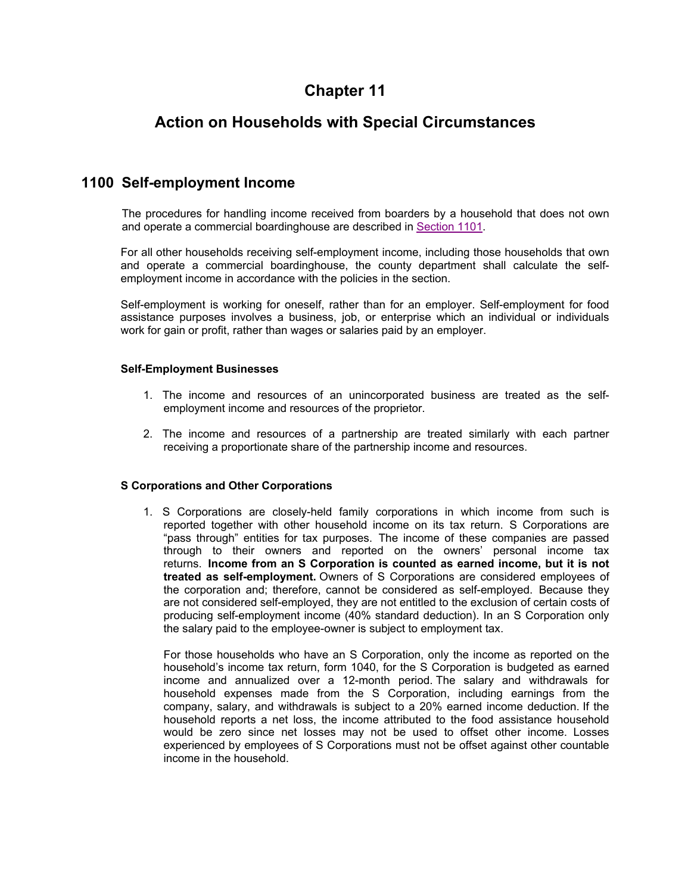# Chapter 11

# Action on Households with Special Circumstances

## 1100 Self-employment Income

The procedures for handling income received from boarders by a household that does not own and operate a commercial boardinghouse are described in Section 1101.

For all other households receiving self-employment income, including those households that own and operate a commercial boardinghouse, the county department shall calculate the self-employment income in accordance with the policies in the section.

Self-employment is working for oneself, rather than for an employer. Self-employment for food assistance purposes involves a business, job, or enterprise which an individual or individuals work for gain or profit, rather than wages or salaries paid by an employer.

#### Self-Employment Businesses

1. The income and resources of an unincorporated business are treated as the self-employment income and resources of the proprietor.
2. The income and resources of a partnership are treated similarly with each partner receiving a proportionate share of the partnership income and resources.

#### S Corporations and Other Corporations

1. S Corporations are closely-held family corporations in which income from such is reported together with other household income on its tax return. S Corporations are "pass through" entities for tax purposes. The income of these companies are passed through to their owners and reported on the owners' personal income tax returns. **Income from an S Corporation is counted as earned income, but it is not treated as self-employment.** Owners of S Corporations are considered employees of the corporation and; therefore, cannot be considered as self-employed. Because they are not considered self-employed, they are not entitled to the exclusion of certain costs of producing self-employment income (40% standard deduction). In an S Corporation only the salary paid to the employee-owner is subject to employment tax.

   For those households who have an S Corporation, only the income as reported on the household's income tax return, form 1040, for the S Corporation is budgeted as earned income and annualized over a 12-month period. The salary and withdrawals for household expenses made from the S Corporation, including earnings from the company, salary, and withdrawals is subject to a 20% earned income deduction. If the household reports a net loss, the income attributed to the food assistance household would be zero since net losses may not be used to offset other income. Losses experienced by employees of S Corporations must not be offset against other countable income in the household.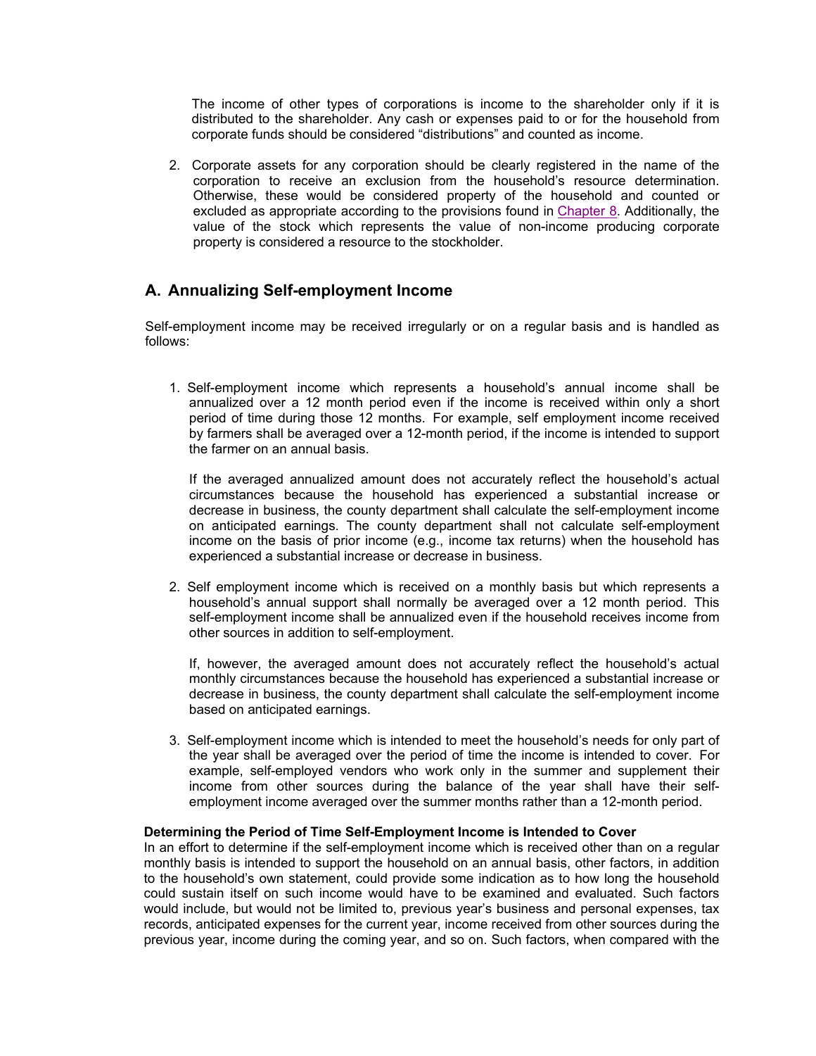The income of other types of corporations is income to the shareholder only if it is distributed to the shareholder. Any cash or expenses paid to or for the household from corporate funds should be considered "distributions" and counted as income.

2. Corporate assets for any corporation should be clearly registered in the name of the corporation to receive an exclusion from the household's resource determination. Otherwise, these would be considered property of the household and counted or excluded as appropriate according to the provisions found in Chapter 8. Additionally, the value of the stock which represents the value of non-income producing corporate property is considered a resource to the stockholder.

## A. Annualizing Self-employment Income

Self-employment income may be received irregularly or on a regular basis and is handled as follows:

1. Self-employment income which represents a household's annual income shall be annualized over a 12 month period even if the income is received within only a short period of time during those 12 months. For example, self employment income received by farmers shall be averaged over a 12-month period, if the income is intended to support the farmer on an annual basis.

   If the averaged annualized amount does not accurately reflect the household's actual circumstances because the household has experienced a substantial increase or decrease in business, the county department shall calculate the self-employment income on anticipated earnings. The county department shall not calculate self-employment income on the basis of prior income (e.g., income tax returns) when the household has experienced a substantial increase or decrease in business.

2. Self employment income which is received on a monthly basis but which represents a household's annual support shall normally be averaged over a 12 month period. This self-employment income shall be annualized even if the household receives income from other sources in addition to self-employment.

   If, however, the averaged amount does not accurately reflect the household's actual monthly circumstances because the household has experienced a substantial increase or decrease in business, the county department shall calculate the self-employment income based on anticipated earnings.

3. Self-employment income which is intended to meet the household's needs for only part of the year shall be averaged over the period of time the income is intended to cover. For example, self-employed vendors who work only in the summer and supplement their income from other sources during the balance of the year shall have their self-employment income averaged over the summer months rather than a 12-month period.

**Determining the Period of Time Self-Employment Income is Intended to Cover**

In an effort to determine if the self-employment income which is received other than on a regular monthly basis is intended to support the household on an annual basis, other factors, in addition to the household's own statement, could provide some indication as to how long the household could sustain itself on such income would have to be examined and evaluated. Such factors would include, but would not be limited to, previous year's business and personal expenses, tax records, anticipated expenses for the current year, income received from other sources during the previous year, income during the coming year, and so on. Such factors, when compared with the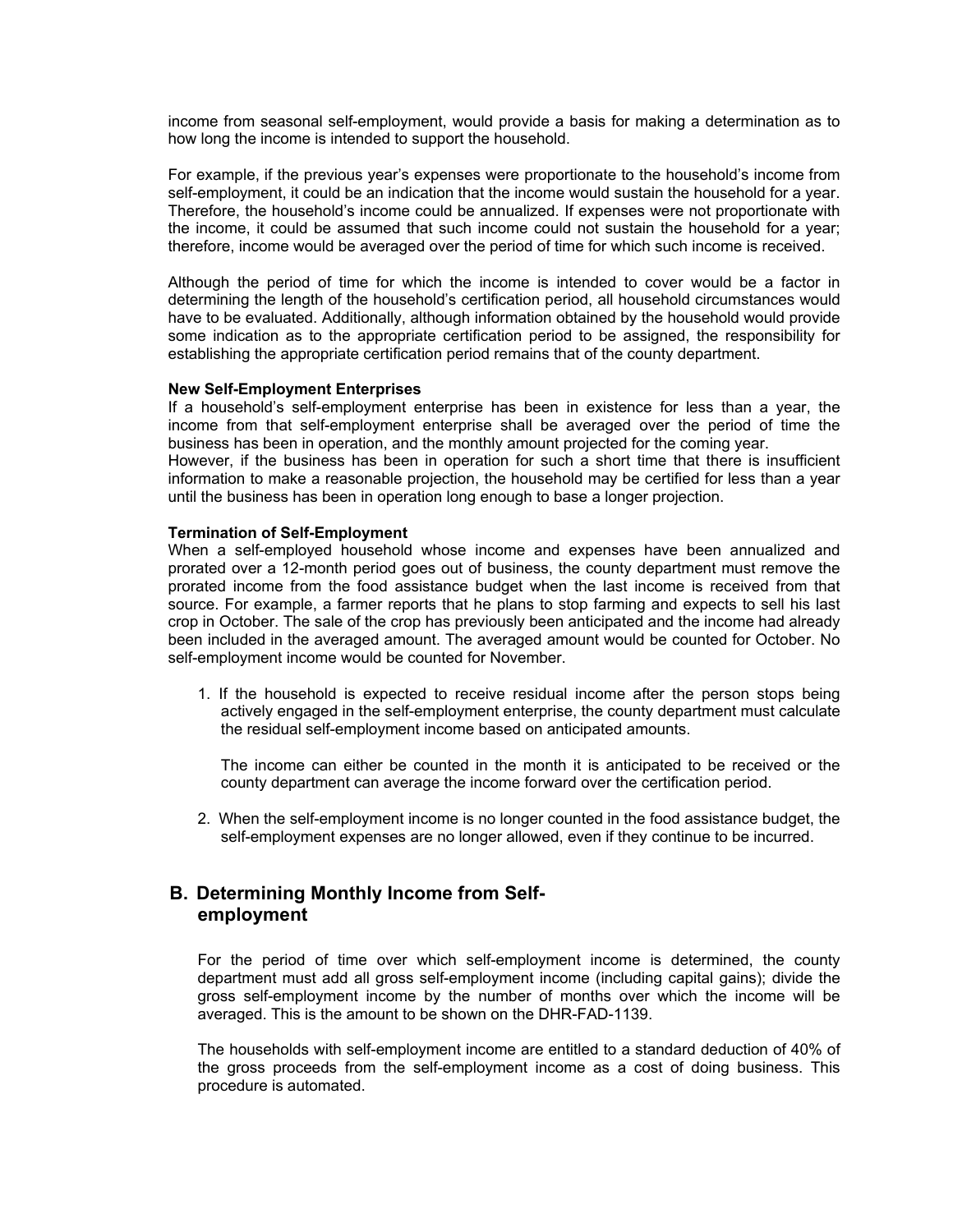income from seasonal self-employment, would provide a basis for making a determination as to how long the income is intended to support the household.

For example, if the previous year's expenses were proportionate to the household's income from self-employment, it could be an indication that the income would sustain the household for a year. Therefore, the household's income could be annualized. If expenses were not proportionate with the income, it could be assumed that such income could not sustain the household for a year; therefore, income would be averaged over the period of time for which such income is received.

Although the period of time for which the income is intended to cover would be a factor in determining the length of the household's certification period, all household circumstances would have to be evaluated. Additionally, although information obtained by the household would provide some indication as to the appropriate certification period to be assigned, the responsibility for establishing the appropriate certification period remains that of the county department.

**New Self-Employment Enterprises**

If a household's self-employment enterprise has been in existence for less than a year, the income from that self-employment enterprise shall be averaged over the period of time the business has been in operation, and the monthly amount projected for the coming year.

However, if the business has been in operation for such a short time that there is insufficient information to make a reasonable projection, the household may be certified for less than a year until the business has been in operation long enough to base a longer projection.

**Termination of Self-Employment**

When a self-employed household whose income and expenses have been annualized and prorated over a 12-month period goes out of business, the county department must remove the prorated income from the food assistance budget when the last income is received from that source. For example, a farmer reports that he plans to stop farming and expects to sell his last crop in October. The sale of the crop has previously been anticipated and the income had already been included in the averaged amount. The averaged amount would be counted for October. No self-employment income would be counted for November.

1. If the household is expected to receive residual income after the person stops being actively engaged in the self-employment enterprise, the county department must calculate the residual self-employment income based on anticipated amounts.

   The income can either be counted in the month it is anticipated to be received or the county department can average the income forward over the certification period.

2. When the self-employment income is no longer counted in the food assistance budget, the self-employment expenses are no longer allowed, even if they continue to be incurred.

## B. Determining Monthly Income from Self-employment

For the period of time over which self-employment income is determined, the county department must add all gross self-employment income (including capital gains); divide the gross self-employment income by the number of months over which the income will be averaged. This is the amount to be shown on the DHR-FAD-1139.

The households with self-employment income are entitled to a standard deduction of 40% of the gross proceeds from the self-employment income as a cost of doing business. This procedure is automated.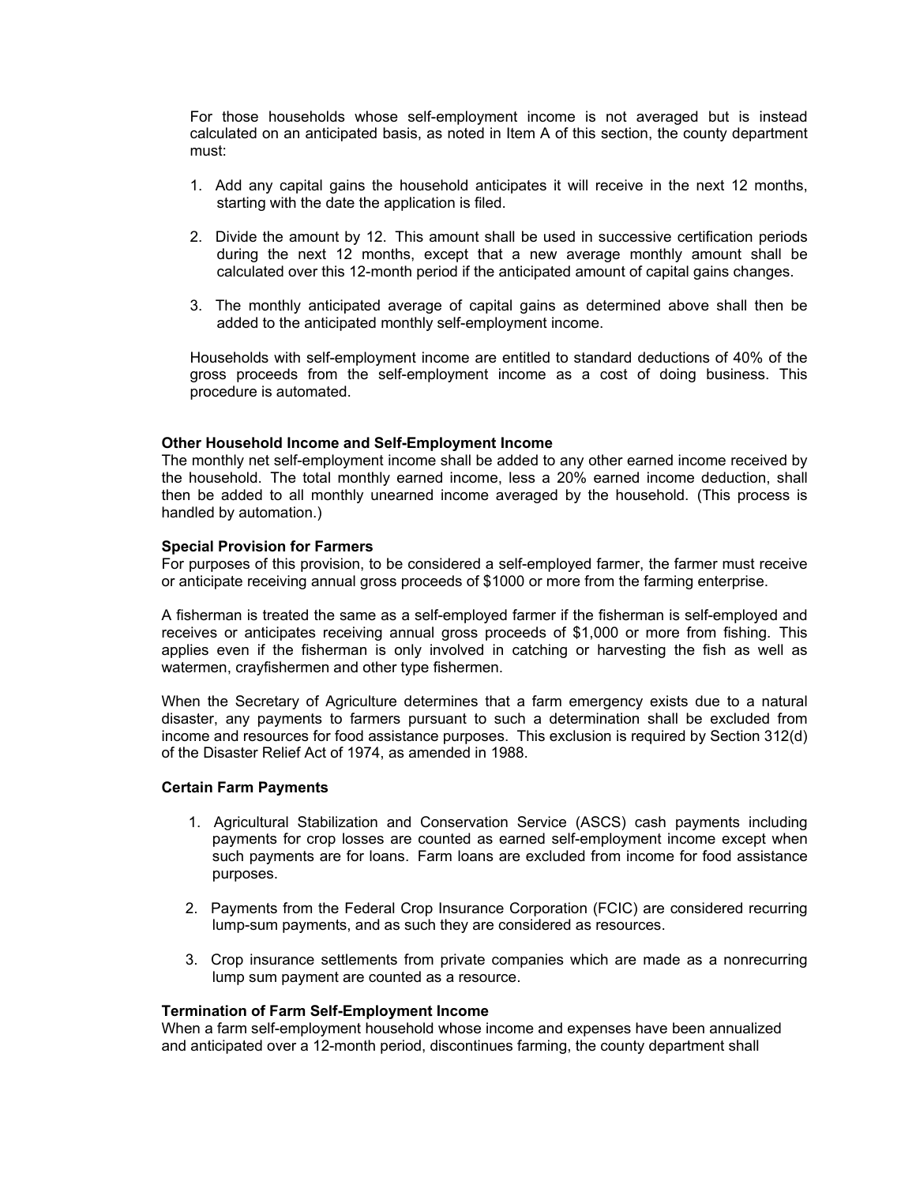For those households whose self-employment income is not averaged but is instead calculated on an anticipated basis, as noted in Item A of this section, the county department must:

1. Add any capital gains the household anticipates it will receive in the next 12 months, starting with the date the application is filed.
2. Divide the amount by 12. This amount shall be used in successive certification periods during the next 12 months, except that a new average monthly amount shall be calculated over this 12-month period if the anticipated amount of capital gains changes.
3. The monthly anticipated average of capital gains as determined above shall then be added to the anticipated monthly self-employment income.

Households with self-employment income are entitled to standard deductions of 40% of the gross proceeds from the self-employment income as a cost of doing business. This procedure is automated.

**Other Household Income and Self-Employment Income**

The monthly net self-employment income shall be added to any other earned income received by the household. The total monthly earned income, less a 20% earned income deduction, shall then be added to all monthly unearned income averaged by the household. (This process is handled by automation.)

**Special Provision for Farmers**

For purposes of this provision, to be considered a self-employed farmer, the farmer must receive or anticipate receiving annual gross proceeds of $1000 or more from the farming enterprise.

A fisherman is treated the same as a self-employed farmer if the fisherman is self-employed and receives or anticipates receiving annual gross proceeds of $1,000 or more from fishing. This applies even if the fisherman is only involved in catching or harvesting the fish as well as watermen, crayfishermen and other type fishermen.

When the Secretary of Agriculture determines that a farm emergency exists due to a natural disaster, any payments to farmers pursuant to such a determination shall be excluded from income and resources for food assistance purposes. This exclusion is required by Section 312(d) of the Disaster Relief Act of 1974, as amended in 1988.

**Certain Farm Payments**

1. Agricultural Stabilization and Conservation Service (ASCS) cash payments including payments for crop losses are counted as earned self-employment income except when such payments are for loans. Farm loans are excluded from income for food assistance purposes.
2. Payments from the Federal Crop Insurance Corporation (FCIC) are considered recurring lump-sum payments, and as such they are considered as resources.
3. Crop insurance settlements from private companies which are made as a nonrecurring lump sum payment are counted as a resource.

**Termination of Farm Self-Employment Income**

When a farm self-employment household whose income and expenses have been annualized and anticipated over a 12-month period, discontinues farming, the county department shall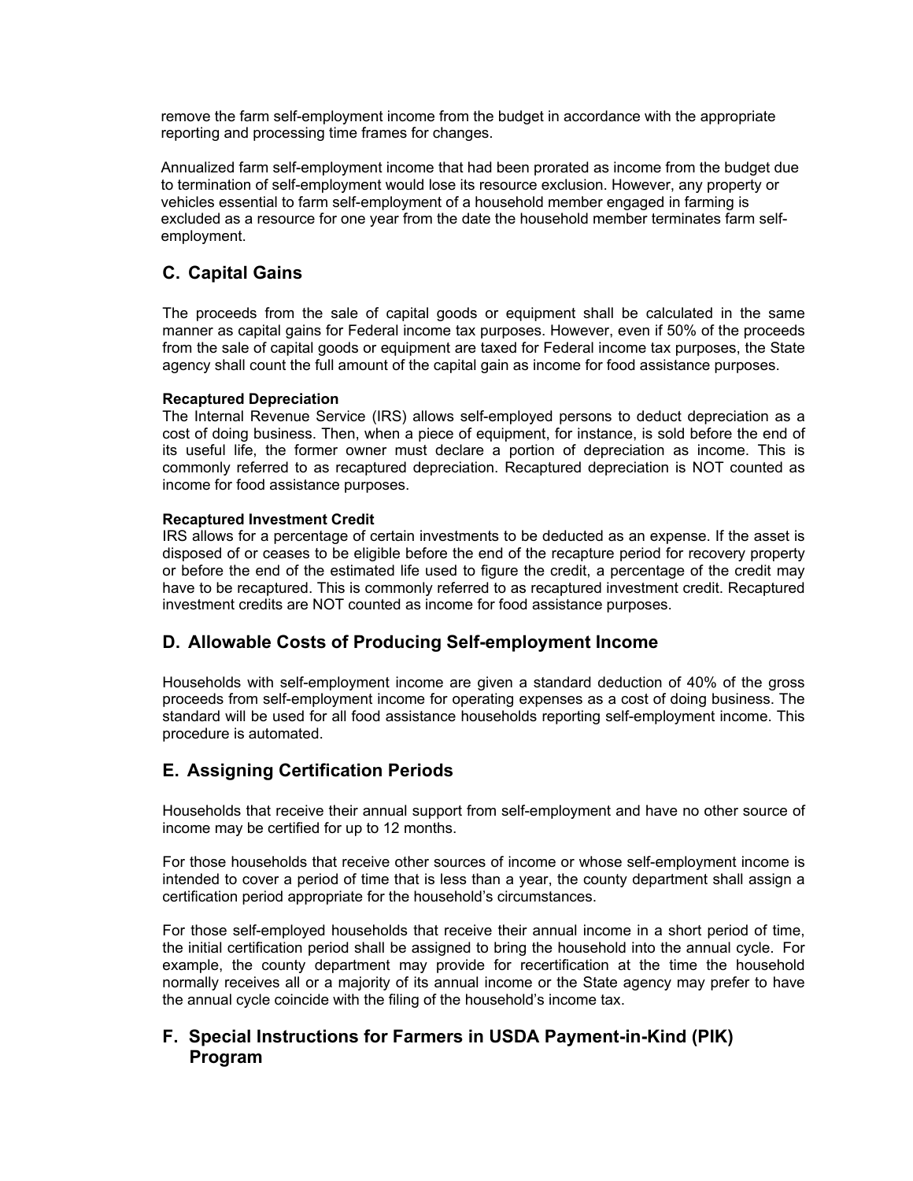remove the farm self-employment income from the budget in accordance with the appropriate reporting and processing time frames for changes.

Annualized farm self-employment income that had been prorated as income from the budget due to termination of self-employment would lose its resource exclusion. However, any property or vehicles essential to farm self-employment of a household member engaged in farming is excluded as a resource for one year from the date the household member terminates farm self-employment.

## C. Capital Gains

The proceeds from the sale of capital goods or equipment shall be calculated in the same manner as capital gains for Federal income tax purposes. However, even if 50% of the proceeds from the sale of capital goods or equipment are taxed for Federal income tax purposes, the State agency shall count the full amount of the capital gain as income for food assistance purposes.

**Recaptured Depreciation**
The Internal Revenue Service (IRS) allows self-employed persons to deduct depreciation as a cost of doing business. Then, when a piece of equipment, for instance, is sold before the end of its useful life, the former owner must declare a portion of depreciation as income. This is commonly referred to as recaptured depreciation. Recaptured depreciation is NOT counted as income for food assistance purposes.

**Recaptured Investment Credit**
IRS allows for a percentage of certain investments to be deducted as an expense. If the asset is disposed of or ceases to be eligible before the end of the recapture period for recovery property or before the end of the estimated life used to figure the credit, a percentage of the credit may have to be recaptured. This is commonly referred to as recaptured investment credit. Recaptured investment credits are NOT counted as income for food assistance purposes.

## D. Allowable Costs of Producing Self-employment Income

Households with self-employment income are given a standard deduction of 40% of the gross proceeds from self-employment income for operating expenses as a cost of doing business. The standard will be used for all food assistance households reporting self-employment income. This procedure is automated.

## E. Assigning Certification Periods

Households that receive their annual support from self-employment and have no other source of income may be certified for up to 12 months.

For those households that receive other sources of income or whose self-employment income is intended to cover a period of time that is less than a year, the county department shall assign a certification period appropriate for the household's circumstances.

For those self-employed households that receive their annual income in a short period of time, the initial certification period shall be assigned to bring the household into the annual cycle. For example, the county department may provide for recertification at the time the household normally receives all or a majority of its annual income or the State agency may prefer to have the annual cycle coincide with the filing of the household's income tax.

## F. Special Instructions for Farmers in USDA Payment-in-Kind (PIK) Program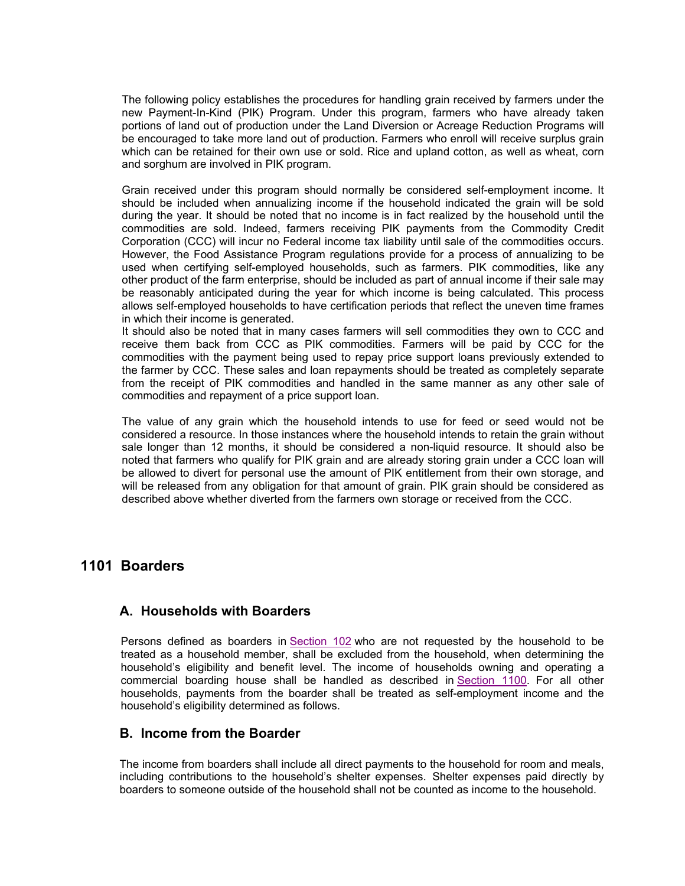The following policy establishes the procedures for handling grain received by farmers under the new Payment-In-Kind (PIK) Program. Under this program, farmers who have already taken portions of land out of production under the Land Diversion or Acreage Reduction Programs will be encouraged to take more land out of production. Farmers who enroll will receive surplus grain which can be retained for their own use or sold. Rice and upland cotton, as well as wheat, corn and sorghum are involved in PIK program.

Grain received under this program should normally be considered self-employment income. It should be included when annualizing income if the household indicated the grain will be sold during the year. It should be noted that no income is in fact realized by the household until the commodities are sold. Indeed, farmers receiving PIK payments from the Commodity Credit Corporation (CCC) will incur no Federal income tax liability until sale of the commodities occurs. However, the Food Assistance Program regulations provide for a process of annualizing to be used when certifying self-employed households, such as farmers. PIK commodities, like any other product of the farm enterprise, should be included as part of annual income if their sale may be reasonably anticipated during the year for which income is being calculated. This process allows self-employed households to have certification periods that reflect the uneven time frames in which their income is generated.

It should also be noted that in many cases farmers will sell commodities they own to CCC and receive them back from CCC as PIK commodities. Farmers will be paid by CCC for the commodities with the payment being used to repay price support loans previously extended to the farmer by CCC. These sales and loan repayments should be treated as completely separate from the receipt of PIK commodities and handled in the same manner as any other sale of commodities and repayment of a price support loan.

The value of any grain which the household intends to use for feed or seed would not be considered a resource. In those instances where the household intends to retain the grain without sale longer than 12 months, it should be considered a non-liquid resource. It should also be noted that farmers who qualify for PIK grain and are already storing grain under a CCC loan will be allowed to divert for personal use the amount of PIK entitlement from their own storage, and will be released from any obligation for that amount of grain. PIK grain should be considered as described above whether diverted from the farmers own storage or received from the CCC.

## 1101 Boarders

### A. Households with Boarders

Persons defined as boarders in Section 102 who are not requested by the household to be treated as a household member, shall be excluded from the household, when determining the household's eligibility and benefit level. The income of households owning and operating a commercial boarding house shall be handled as described in Section 1100. For all other households, payments from the boarder shall be treated as self-employment income and the household's eligibility determined as follows.

### B. Income from the Boarder

The income from boarders shall include all direct payments to the household for room and meals, including contributions to the household's shelter expenses. Shelter expenses paid directly by boarders to someone outside of the household shall not be counted as income to the household.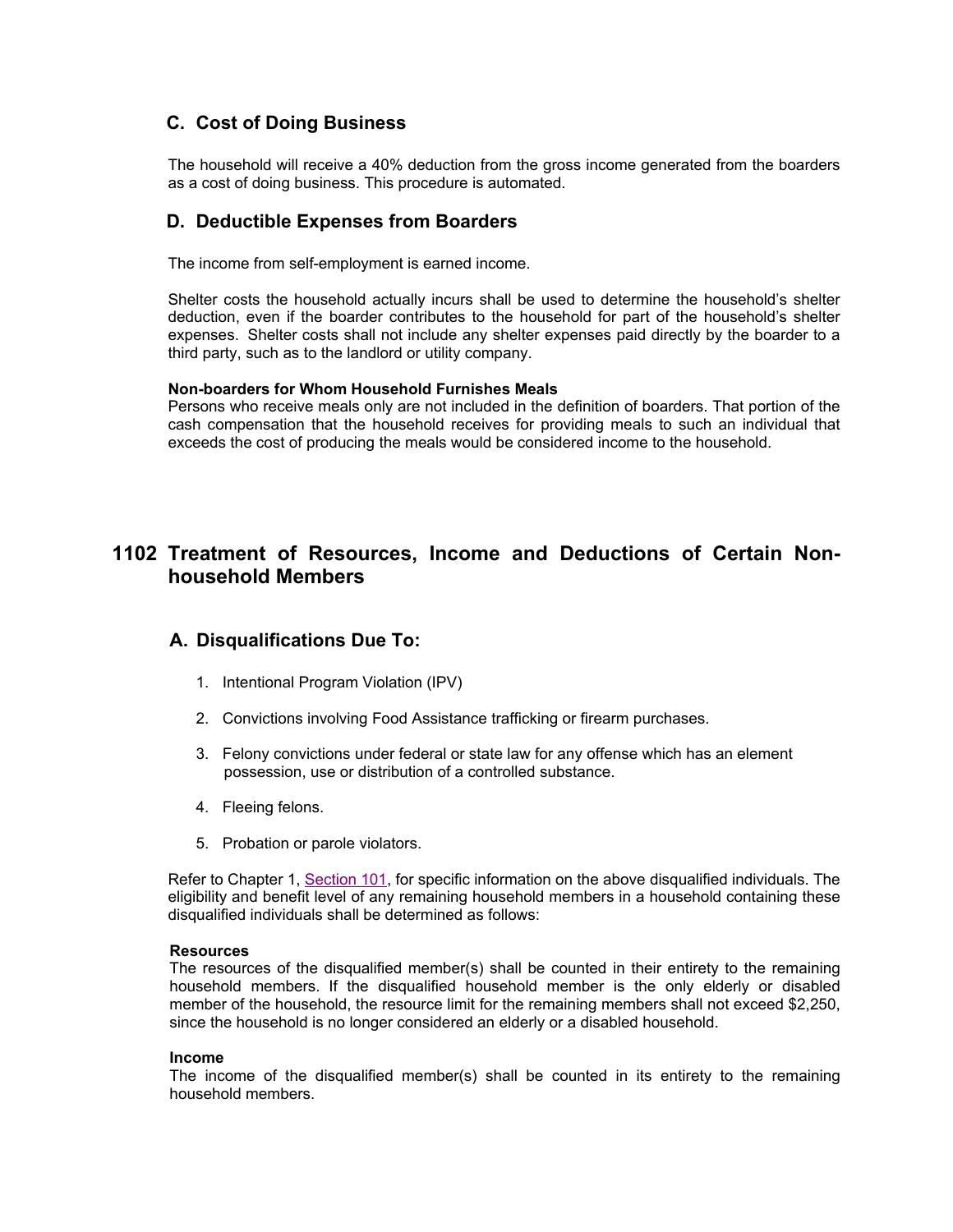### C. Cost of Doing Business

The household will receive a 40% deduction from the gross income generated from the boarders as a cost of doing business. This procedure is automated.

### D. Deductible Expenses from Boarders

The income from self-employment is earned income.

Shelter costs the household actually incurs shall be used to determine the household's shelter deduction, even if the boarder contributes to the household for part of the household's shelter expenses. Shelter costs shall not include any shelter expenses paid directly by the boarder to a third party, such as to the landlord or utility company.

**Non-boarders for Whom Household Furnishes Meals**
Persons who receive meals only are not included in the definition of boarders. That portion of the cash compensation that the household receives for providing meals to such an individual that exceeds the cost of producing the meals would be considered income to the household.

## 1102 Treatment of Resources, Income and Deductions of Certain Non-household Members

### A. Disqualifications Due To:

1. Intentional Program Violation (IPV)
2. Convictions involving Food Assistance trafficking or firearm purchases.
3. Felony convictions under federal or state law for any offense which has an element possession, use or distribution of a controlled substance.
4. Fleeing felons.
5. Probation or parole violators.

Refer to Chapter 1, Section 101, for specific information on the above disqualified individuals. The eligibility and benefit level of any remaining household members in a household containing these disqualified individuals shall be determined as follows:

**Resources**
The resources of the disqualified member(s) shall be counted in their entirety to the remaining household members. If the disqualified household member is the only elderly or disabled member of the household, the resource limit for the remaining members shall not exceed $2,250, since the household is no longer considered an elderly or a disabled household.

**Income**
The income of the disqualified member(s) shall be counted in its entirety to the remaining household members.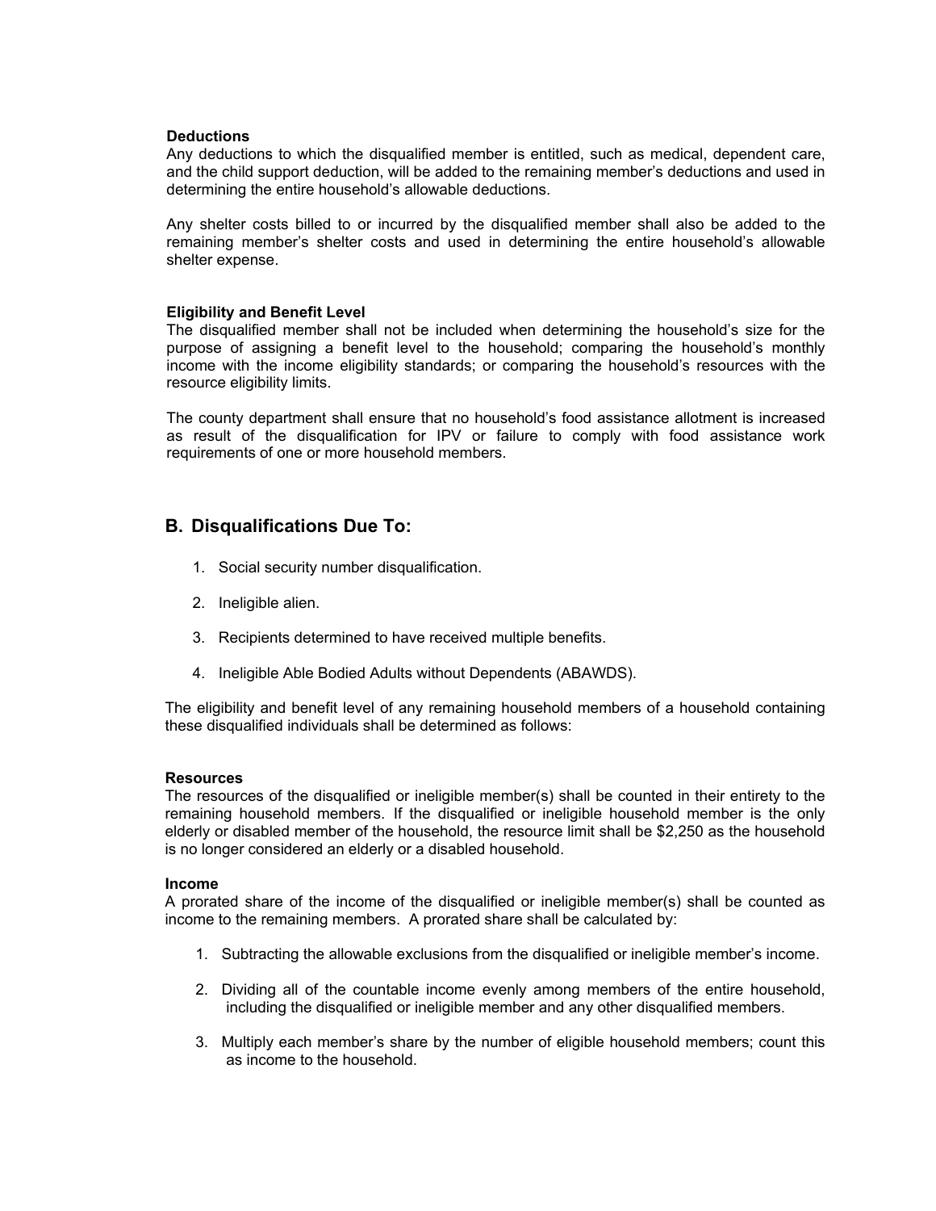**Deductions**

Any deductions to which the disqualified member is entitled, such as medical, dependent care, and the child support deduction, will be added to the remaining member's deductions and used in determining the entire household's allowable deductions.

Any shelter costs billed to or incurred by the disqualified member shall also be added to the remaining member's shelter costs and used in determining the entire household's allowable shelter expense.

**Eligibility and Benefit Level**

The disqualified member shall not be included when determining the household's size for the purpose of assigning a benefit level to the household; comparing the household's monthly income with the income eligibility standards; or comparing the household's resources with the resource eligibility limits.

The county department shall ensure that no household's food assistance allotment is increased as result of the disqualification for IPV or failure to comply with food assistance work requirements of one or more household members.

## B. Disqualifications Due To:

1. Social security number disqualification.
2. Ineligible alien.
3. Recipients determined to have received multiple benefits.
4. Ineligible Able Bodied Adults without Dependents (ABAWDS).

The eligibility and benefit level of any remaining household members of a household containing these disqualified individuals shall be determined as follows:

**Resources**

The resources of the disqualified or ineligible member(s) shall be counted in their entirety to the remaining household members. If the disqualified or ineligible household member is the only elderly or disabled member of the household, the resource limit shall be $2,250 as the household is no longer considered an elderly or a disabled household.

**Income**

A prorated share of the income of the disqualified or ineligible member(s) shall be counted as income to the remaining members. A prorated share shall be calculated by:

1. Subtracting the allowable exclusions from the disqualified or ineligible member's income.
2. Dividing all of the countable income evenly among members of the entire household, including the disqualified or ineligible member and any other disqualified members.
3. Multiply each member's share by the number of eligible household members; count this as income to the household.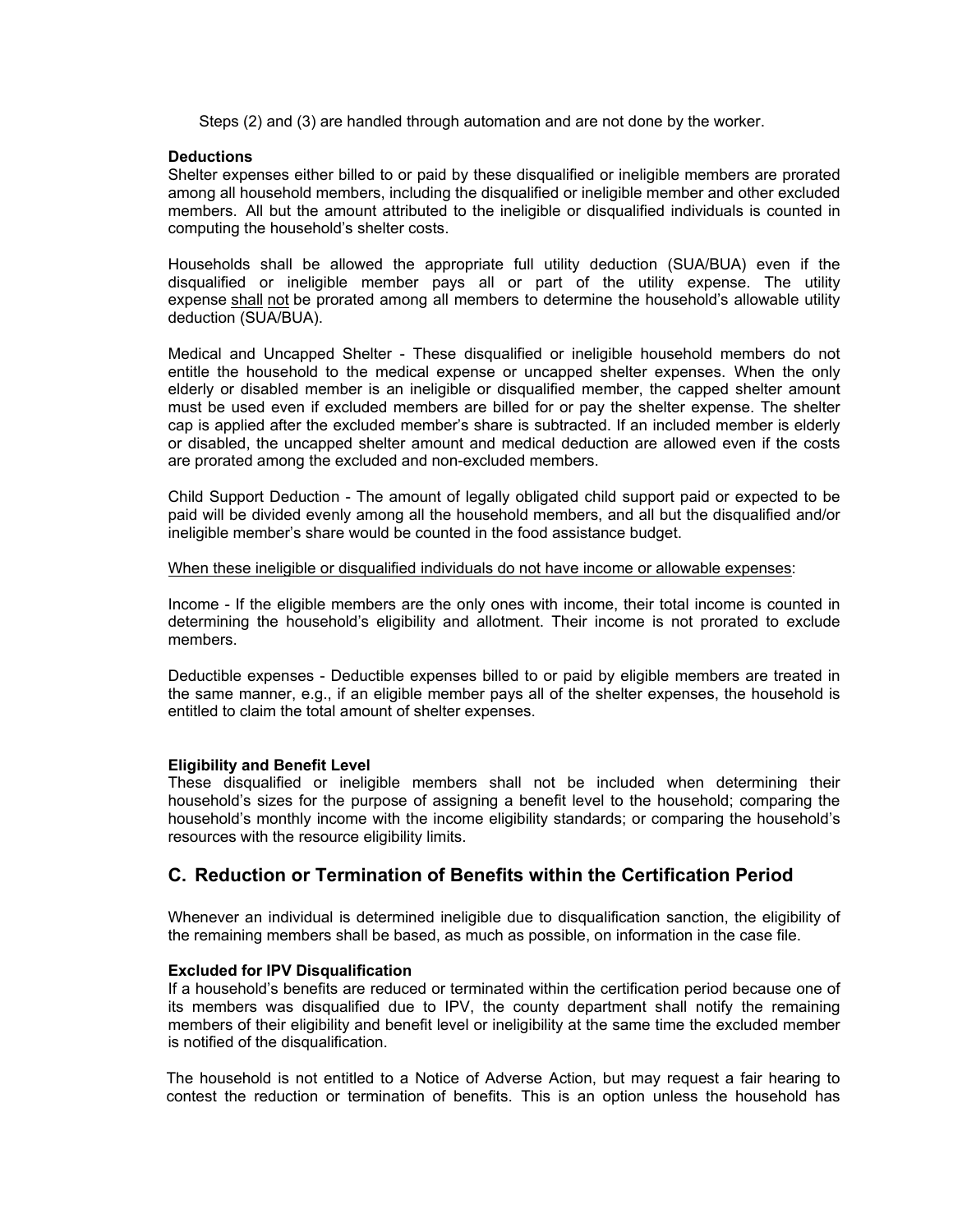Steps (2) and (3) are handled through automation and are not done by the worker.

**Deductions**
Shelter expenses either billed to or paid by these disqualified or ineligible members are prorated among all household members, including the disqualified or ineligible member and other excluded members. All but the amount attributed to the ineligible or disqualified individuals is counted in computing the household's shelter costs.

Households shall be allowed the appropriate full utility deduction (SUA/BUA) even if the disqualified or ineligible member pays all or part of the utility expense. The utility expense <u>shall</u> <u>not</u> be prorated among all members to determine the household's allowable utility deduction (SUA/BUA).

Medical and Uncapped Shelter - These disqualified or ineligible household members do not entitle the household to the medical expense or uncapped shelter expenses. When the only elderly or disabled member is an ineligible or disqualified member, the capped shelter amount must be used even if excluded members are billed for or pay the shelter expense. The shelter cap is applied after the excluded member's share is subtracted. If an included member is elderly or disabled, the uncapped shelter amount and medical deduction are allowed even if the costs are prorated among the excluded and non-excluded members.

Child Support Deduction - The amount of legally obligated child support paid or expected to be paid will be divided evenly among all the household members, and all but the disqualified and/or ineligible member's share would be counted in the food assistance budget.

<u>When these ineligible or disqualified individuals do not have income or allowable expenses</u>:

Income - If the eligible members are the only ones with income, their total income is counted in determining the household's eligibility and allotment. Their income is not prorated to exclude members.

Deductible expenses - Deductible expenses billed to or paid by eligible members are treated in the same manner, e.g., if an eligible member pays all of the shelter expenses, the household is entitled to claim the total amount of shelter expenses.

**Eligibility and Benefit Level**
These disqualified or ineligible members shall not be included when determining their household's sizes for the purpose of assigning a benefit level to the household; comparing the household's monthly income with the income eligibility standards; or comparing the household's resources with the resource eligibility limits.

## C. Reduction or Termination of Benefits within the Certification Period

Whenever an individual is determined ineligible due to disqualification sanction, the eligibility of the remaining members shall be based, as much as possible, on information in the case file.

**Excluded for IPV Disqualification**
If a household's benefits are reduced or terminated within the certification period because one of its members was disqualified due to IPV, the county department shall notify the remaining members of their eligibility and benefit level or ineligibility at the same time the excluded member is notified of the disqualification.

The household is not entitled to a Notice of Adverse Action, but may request a fair hearing to contest the reduction or termination of benefits. This is an option unless the household has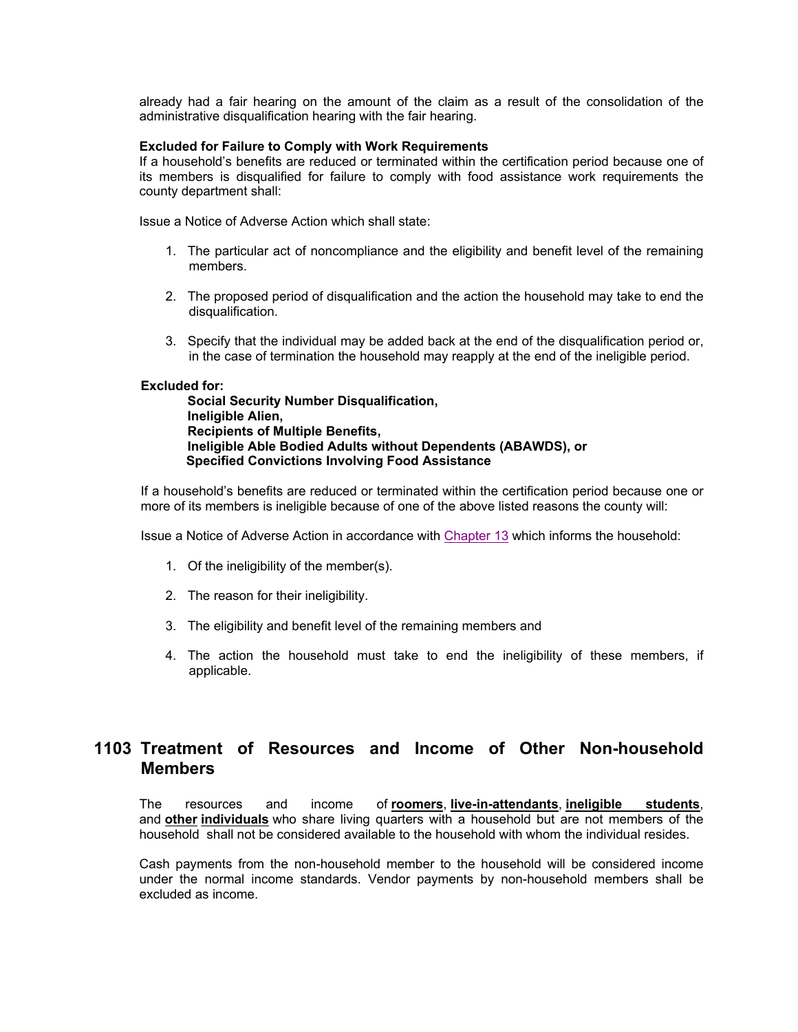already had a fair hearing on the amount of the claim as a result of the consolidation of the administrative disqualification hearing with the fair hearing.

**Excluded for Failure to Comply with Work Requirements**

If a household's benefits are reduced or terminated within the certification period because one of its members is disqualified for failure to comply with food assistance work requirements the county department shall:

Issue a Notice of Adverse Action which shall state:

1. The particular act of noncompliance and the eligibility and benefit level of the remaining members.
2. The proposed period of disqualification and the action the household may take to end the disqualification.
3. Specify that the individual may be added back at the end of the disqualification period or, in the case of termination the household may reapply at the end of the ineligible period.

**Excluded for:**
**Social Security Number Disqualification,**
**Ineligible Alien,**
**Recipients of Multiple Benefits,**
**Ineligible Able Bodied Adults without Dependents (ABAWDS), or**
**Specified Convictions Involving Food Assistance**

If a household's benefits are reduced or terminated within the certification period because one or more of its members is ineligible because of one of the above listed reasons the county will:

Issue a Notice of Adverse Action in accordance with Chapter 13 which informs the household:

1. Of the ineligibility of the member(s).
2. The reason for their ineligibility.
3. The eligibility and benefit level of the remaining members and
4. The action the household must take to end the ineligibility of these members, if applicable.

## 1103 Treatment of Resources and Income of Other Non-household Members

The resources and income of **roomers**, **live-in-attendants**, **ineligible students**, and **other individuals** who share living quarters with a household but are not members of the household shall not be considered available to the household with whom the individual resides.

Cash payments from the non-household member to the household will be considered income under the normal income standards. Vendor payments by non-household members shall be excluded as income.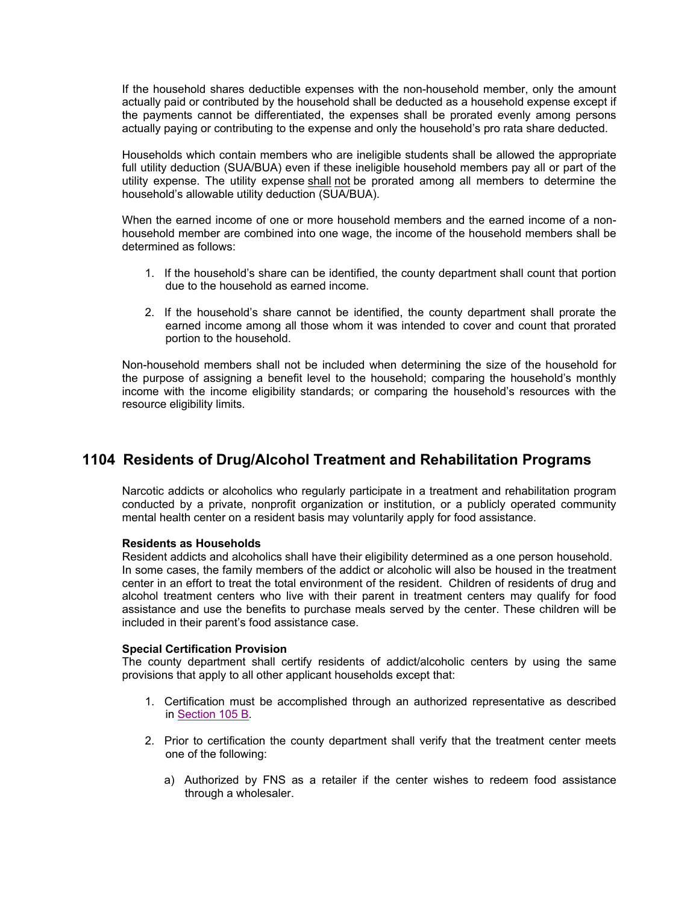If the household shares deductible expenses with the non-household member, only the amount actually paid or contributed by the household shall be deducted as a household expense except if the payments cannot be differentiated, the expenses shall be prorated evenly among persons actually paying or contributing to the expense and only the household's pro rata share deducted.

Households which contain members who are ineligible students shall be allowed the appropriate full utility deduction (SUA/BUA) even if these ineligible household members pay all or part of the utility expense. The utility expense shall not be prorated among all members to determine the household's allowable utility deduction (SUA/BUA).

When the earned income of one or more household members and the earned income of a non-household member are combined into one wage, the income of the household members shall be determined as follows:

1. If the household's share can be identified, the county department shall count that portion due to the household as earned income.
2. If the household's share cannot be identified, the county department shall prorate the earned income among all those whom it was intended to cover and count that prorated portion to the household.

Non-household members shall not be included when determining the size of the household for the purpose of assigning a benefit level to the household; comparing the household's monthly income with the income eligibility standards; or comparing the household's resources with the resource eligibility limits.

## 1104 Residents of Drug/Alcohol Treatment and Rehabilitation Programs

Narcotic addicts or alcoholics who regularly participate in a treatment and rehabilitation program conducted by a private, nonprofit organization or institution, or a publicly operated community mental health center on a resident basis may voluntarily apply for food assistance.

**Residents as Households**
Resident addicts and alcoholics shall have their eligibility determined as a one person household. In some cases, the family members of the addict or alcoholic will also be housed in the treatment center in an effort to treat the total environment of the resident. Children of residents of drug and alcohol treatment centers who live with their parent in treatment centers may qualify for food assistance and use the benefits to purchase meals served by the center. These children will be included in their parent's food assistance case.

**Special Certification Provision**
The county department shall certify residents of addict/alcoholic centers by using the same provisions that apply to all other applicant households except that:

1. Certification must be accomplished through an authorized representative as described in Section 105 B.
2. Prior to certification the county department shall verify that the treatment center meets one of the following:
   a) Authorized by FNS as a retailer if the center wishes to redeem food assistance through a wholesaler.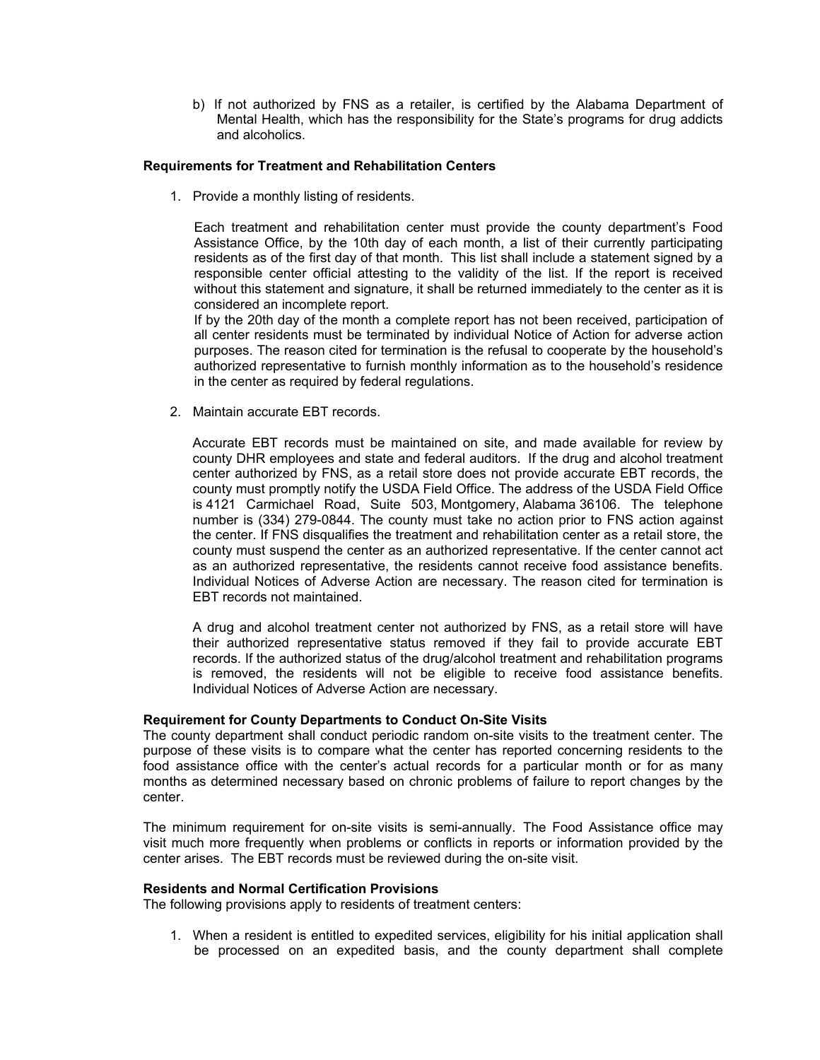b) If not authorized by FNS as a retailer, is certified by the Alabama Department of Mental Health, which has the responsibility for the State's programs for drug addicts and alcoholics.

**Requirements for Treatment and Rehabilitation Centers**

1. Provide a monthly listing of residents.

   Each treatment and rehabilitation center must provide the county department's Food Assistance Office, by the 10th day of each month, a list of their currently participating residents as of the first day of that month. This list shall include a statement signed by a responsible center official attesting to the validity of the list. If the report is received without this statement and signature, it shall be returned immediately to the center as it is considered an incomplete report.
   If by the 20th day of the month a complete report has not been received, participation of all center residents must be terminated by individual Notice of Action for adverse action purposes. The reason cited for termination is the refusal to cooperate by the household's authorized representative to furnish monthly information as to the household's residence in the center as required by federal regulations.

2. Maintain accurate EBT records.

   Accurate EBT records must be maintained on site, and made available for review by county DHR employees and state and federal auditors. If the drug and alcohol treatment center authorized by FNS, as a retail store does not provide accurate EBT records, the county must promptly notify the USDA Field Office. The address of the USDA Field Office is 4121 Carmichael Road, Suite 503, Montgomery, Alabama 36106. The telephone number is (334) 279-0844. The county must take no action prior to FNS action against the center. If FNS disqualifies the treatment and rehabilitation center as a retail store, the county must suspend the center as an authorized representative. If the center cannot act as an authorized representative, the residents cannot receive food assistance benefits. Individual Notices of Adverse Action are necessary. The reason cited for termination is EBT records not maintained.

   A drug and alcohol treatment center not authorized by FNS, as a retail store will have their authorized representative status removed if they fail to provide accurate EBT records. If the authorized status of the drug/alcohol treatment and rehabilitation programs is removed, the residents will not be eligible to receive food assistance benefits. Individual Notices of Adverse Action are necessary.

**Requirement for County Departments to Conduct On-Site Visits**

The county department shall conduct periodic random on-site visits to the treatment center. The purpose of these visits is to compare what the center has reported concerning residents to the food assistance office with the center's actual records for a particular month or for as many months as determined necessary based on chronic problems of failure to report changes by the center.

The minimum requirement for on-site visits is semi-annually. The Food Assistance office may visit much more frequently when problems or conflicts in reports or information provided by the center arises. The EBT records must be reviewed during the on-site visit.

**Residents and Normal Certification Provisions**

The following provisions apply to residents of treatment centers:

1. When a resident is entitled to expedited services, eligibility for his initial application shall be processed on an expedited basis, and the county department shall complete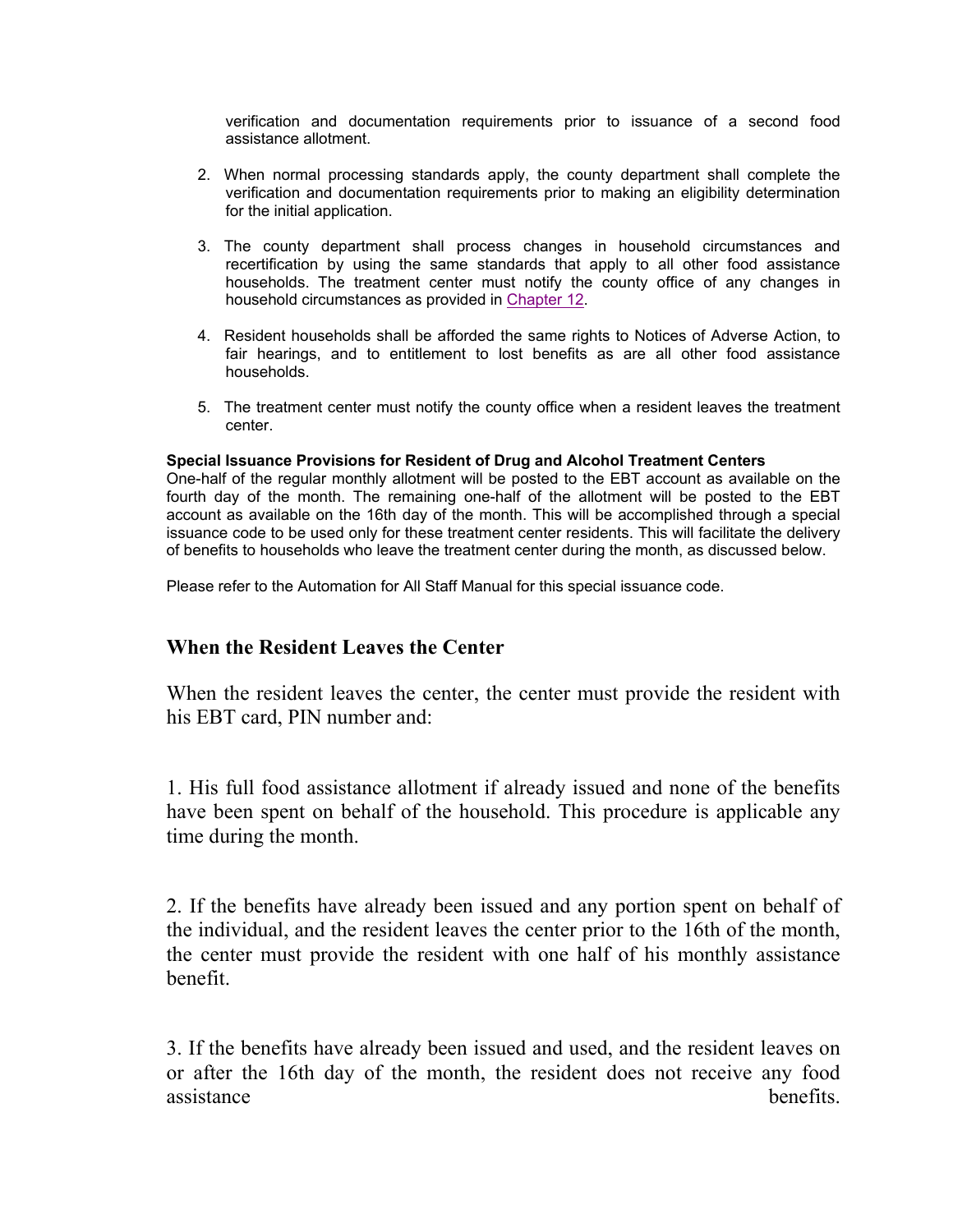verification and documentation requirements prior to issuance of a second food assistance allotment.

2. When normal processing standards apply, the county department shall complete the verification and documentation requirements prior to making an eligibility determination for the initial application.

3. The county department shall process changes in household circumstances and recertification by using the same standards that apply to all other food assistance households. The treatment center must notify the county office of any changes in household circumstances as provided in Chapter 12.

4. Resident households shall be afforded the same rights to Notices of Adverse Action, to fair hearings, and to entitlement to lost benefits as are all other food assistance households.

5. The treatment center must notify the county office when a resident leaves the treatment center.

**Special Issuance Provisions for Resident of Drug and Alcohol Treatment Centers**

One-half of the regular monthly allotment will be posted to the EBT account as available on the fourth day of the month. The remaining one-half of the allotment will be posted to the EBT account as available on the 16th day of the month. This will be accomplished through a special issuance code to be used only for these treatment center residents. This will facilitate the delivery of benefits to households who leave the treatment center during the month, as discussed below.

Please refer to the Automation for All Staff Manual for this special issuance code.

## When the Resident Leaves the Center

When the resident leaves the center, the center must provide the resident with his EBT card, PIN number and:

1. His full food assistance allotment if already issued and none of the benefits have been spent on behalf of the household. This procedure is applicable any time during the month.

2. If the benefits have already been issued and any portion spent on behalf of the individual, and the resident leaves the center prior to the 16th of the month, the center must provide the resident with one half of his monthly assistance benefit.

3. If the benefits have already been issued and used, and the resident leaves on or after the 16th day of the month, the resident does not receive any food assistance benefits.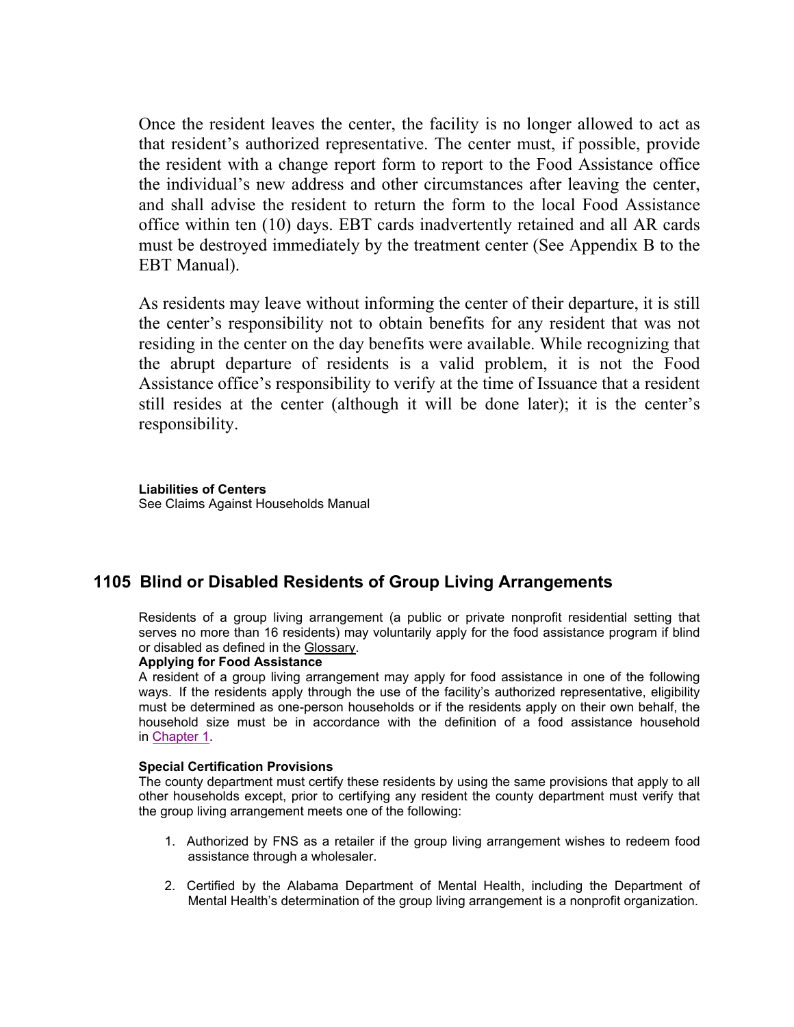Once the resident leaves the center, the facility is no longer allowed to act as that resident's authorized representative. The center must, if possible, provide the resident with a change report form to report to the Food Assistance office the individual's new address and other circumstances after leaving the center, and shall advise the resident to return the form to the local Food Assistance office within ten (10) days. EBT cards inadvertently retained and all AR cards must be destroyed immediately by the treatment center (See Appendix B to the EBT Manual).

As residents may leave without informing the center of their departure, it is still the center's responsibility not to obtain benefits for any resident that was not residing in the center on the day benefits were available. While recognizing that the abrupt departure of residents is a valid problem, it is not the Food Assistance office's responsibility to verify at the time of Issuance that a resident still resides at the center (although it will be done later); it is the center's responsibility.

**Liabilities of Centers**
See Claims Against Households Manual

## 1105 Blind or Disabled Residents of Group Living Arrangements

Residents of a group living arrangement (a public or private nonprofit residential setting that serves no more than 16 residents) may voluntarily apply for the food assistance program if blind or disabled as defined in the Glossary.

**Applying for Food Assistance**
A resident of a group living arrangement may apply for food assistance in one of the following ways. If the residents apply through the use of the facility's authorized representative, eligibility must be determined as one-person households or if the residents apply on their own behalf, the household size must be in accordance with the definition of a food assistance household in Chapter 1.

**Special Certification Provisions**
The county department must certify these residents by using the same provisions that apply to all other households except, prior to certifying any resident the county department must verify that the group living arrangement meets one of the following:

1. Authorized by FNS as a retailer if the group living arrangement wishes to redeem food assistance through a wholesaler.

2. Certified by the Alabama Department of Mental Health, including the Department of Mental Health's determination of the group living arrangement is a nonprofit organization.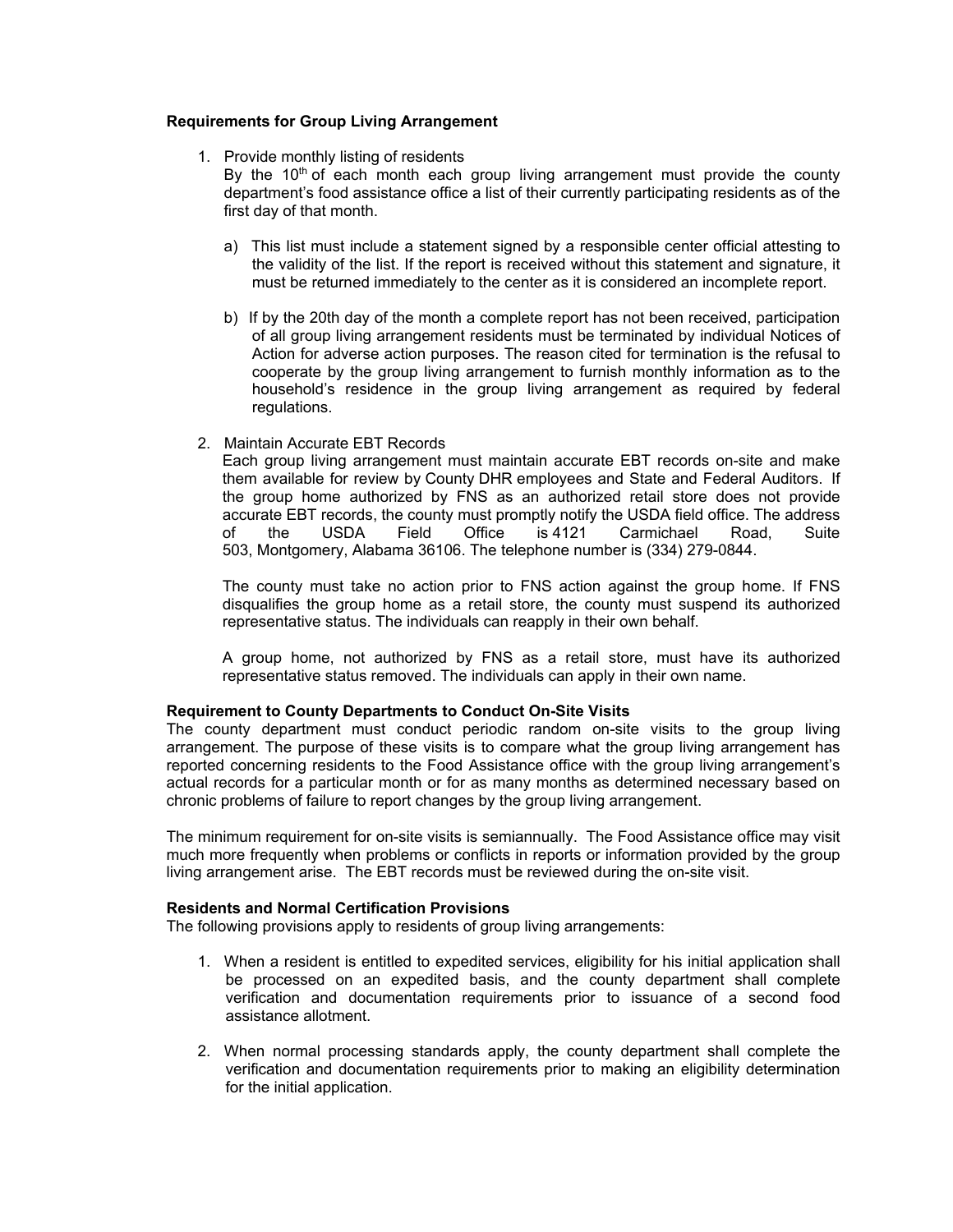**Requirements for Group Living Arrangement**

1. Provide monthly listing of residents
   By the 10th of each month each group living arrangement must provide the county department's food assistance office a list of their currently participating residents as of the first day of that month.

   a) This list must include a statement signed by a responsible center official attesting to the validity of the list. If the report is received without this statement and signature, it must be returned immediately to the center as it is considered an incomplete report.

   b) If by the 20th day of the month a complete report has not been received, participation of all group living arrangement residents must be terminated by individual Notices of Action for adverse action purposes. The reason cited for termination is the refusal to cooperate by the group living arrangement to furnish monthly information as to the household's residence in the group living arrangement as required by federal regulations.

2. Maintain Accurate EBT Records
   Each group living arrangement must maintain accurate EBT records on-site and make them available for review by County DHR employees and State and Federal Auditors. If the group home authorized by FNS as an authorized retail store does not provide accurate EBT records, the county must promptly notify the USDA field office. The address of the USDA Field Office is 4121 Carmichael Road, Suite 503, Montgomery, Alabama 36106. The telephone number is (334) 279-0844.

   The county must take no action prior to FNS action against the group home. If FNS disqualifies the group home as a retail store, the county must suspend its authorized representative status. The individuals can reapply in their own behalf.

   A group home, not authorized by FNS as a retail store, must have its authorized representative status removed. The individuals can apply in their own name.

**Requirement to County Departments to Conduct On-Site Visits**

The county department must conduct periodic random on-site visits to the group living arrangement. The purpose of these visits is to compare what the group living arrangement has reported concerning residents to the Food Assistance office with the group living arrangement's actual records for a particular month or for as many months as determined necessary based on chronic problems of failure to report changes by the group living arrangement.

The minimum requirement for on-site visits is semiannually. The Food Assistance office may visit much more frequently when problems or conflicts in reports or information provided by the group living arrangement arise. The EBT records must be reviewed during the on-site visit.

**Residents and Normal Certification Provisions**

The following provisions apply to residents of group living arrangements:

1. When a resident is entitled to expedited services, eligibility for his initial application shall be processed on an expedited basis, and the county department shall complete verification and documentation requirements prior to issuance of a second food assistance allotment.

2. When normal processing standards apply, the county department shall complete the verification and documentation requirements prior to making an eligibility determination for the initial application.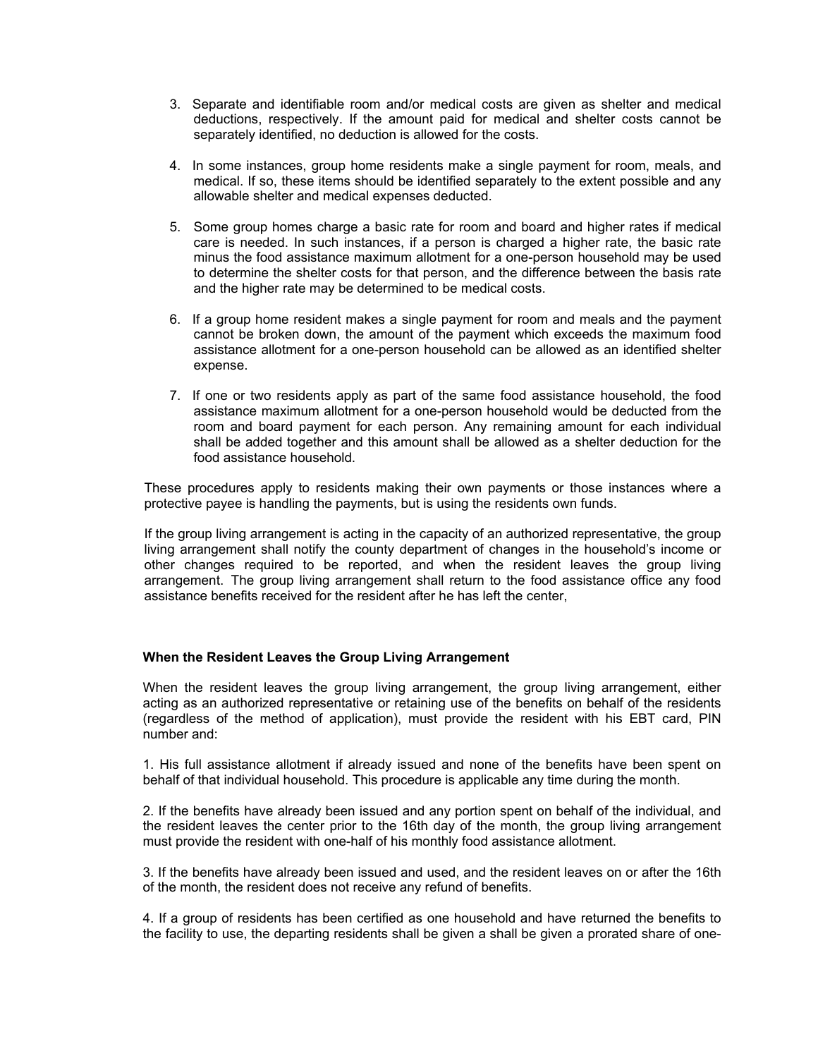3. Separate and identifiable room and/or medical costs are given as shelter and medical deductions, respectively. If the amount paid for medical and shelter costs cannot be separately identified, no deduction is allowed for the costs.

4. In some instances, group home residents make a single payment for room, meals, and medical. If so, these items should be identified separately to the extent possible and any allowable shelter and medical expenses deducted.

5. Some group homes charge a basic rate for room and board and higher rates if medical care is needed. In such instances, if a person is charged a higher rate, the basic rate minus the food assistance maximum allotment for a one-person household may be used to determine the shelter costs for that person, and the difference between the basis rate and the higher rate may be determined to be medical costs.

6. If a group home resident makes a single payment for room and meals and the payment cannot be broken down, the amount of the payment which exceeds the maximum food assistance allotment for a one-person household can be allowed as an identified shelter expense.

7. If one or two residents apply as part of the same food assistance household, the food assistance maximum allotment for a one-person household would be deducted from the room and board payment for each person. Any remaining amount for each individual shall be added together and this amount shall be allowed as a shelter deduction for the food assistance household.

These procedures apply to residents making their own payments or those instances where a protective payee is handling the payments, but is using the residents own funds.

If the group living arrangement is acting in the capacity of an authorized representative, the group living arrangement shall notify the county department of changes in the household's income or other changes required to be reported, and when the resident leaves the group living arrangement. The group living arrangement shall return to the food assistance office any food assistance benefits received for the resident after he has left the center,

**When the Resident Leaves the Group Living Arrangement**

When the resident leaves the group living arrangement, the group living arrangement, either acting as an authorized representative or retaining use of the benefits on behalf of the residents (regardless of the method of application), must provide the resident with his EBT card, PIN number and:

1. His full assistance allotment if already issued and none of the benefits have been spent on behalf of that individual household. This procedure is applicable any time during the month.

2. If the benefits have already been issued and any portion spent on behalf of the individual, and the resident leaves the center prior to the 16th day of the month, the group living arrangement must provide the resident with one-half of his monthly food assistance allotment.

3. If the benefits have already been issued and used, and the resident leaves on or after the 16th of the month, the resident does not receive any refund of benefits.

4. If a group of residents has been certified as one household and have returned the benefits to the facility to use, the departing residents shall be given a shall be given a prorated share of one-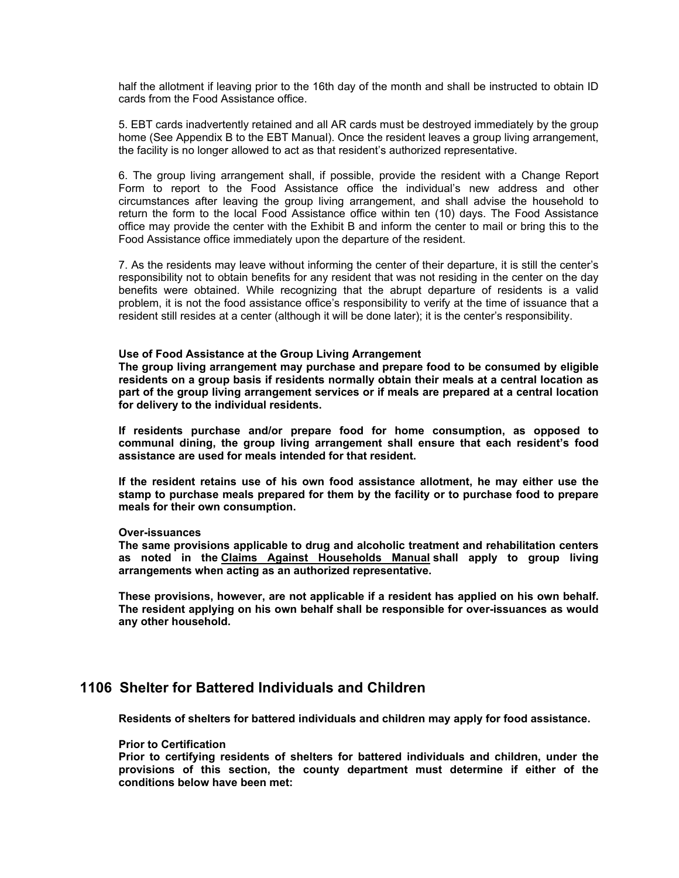half the allotment if leaving prior to the 16th day of the month and shall be instructed to obtain ID cards from the Food Assistance office.

5. EBT cards inadvertently retained and all AR cards must be destroyed immediately by the group home (See Appendix B to the EBT Manual). Once the resident leaves a group living arrangement, the facility is no longer allowed to act as that resident's authorized representative.

6. The group living arrangement shall, if possible, provide the resident with a Change Report Form to report to the Food Assistance office the individual's new address and other circumstances after leaving the group living arrangement, and shall advise the household to return the form to the local Food Assistance office within ten (10) days. The Food Assistance office may provide the center with the Exhibit B and inform the center to mail or bring this to the Food Assistance office immediately upon the departure of the resident.

7. As the residents may leave without informing the center of their departure, it is still the center's responsibility not to obtain benefits for any resident that was not residing in the center on the day benefits were obtained. While recognizing that the abrupt departure of residents is a valid problem, it is not the food assistance office's responsibility to verify at the time of issuance that a resident still resides at a center (although it will be done later); it is the center's responsibility.

**Use of Food Assistance at the Group Living Arrangement**

**The group living arrangement may purchase and prepare food to be consumed by eligible residents on a group basis if residents normally obtain their meals at a central location as part of the group living arrangement services or if meals are prepared at a central location for delivery to the individual residents.**

**If residents purchase and/or prepare food for home consumption, as opposed to communal dining, the group living arrangement shall ensure that each resident's food assistance are used for meals intended for that resident.**

**If the resident retains use of his own food assistance allotment, he may either use the stamp to purchase meals prepared for them by the facility or to purchase food to prepare meals for their own consumption.**

**Over-issuances**

**The same provisions applicable to drug and alcoholic treatment and rehabilitation centers as noted in the <u>Claims Against Households Manual</u> shall apply to group living arrangements when acting as an authorized representative.**

**These provisions, however, are not applicable if a resident has applied on his own behalf. The resident applying on his own behalf shall be responsible for over-issuances as would any other household.**

## 1106 Shelter for Battered Individuals and Children

**Residents of shelters for battered individuals and children may apply for food assistance.**

**Prior to Certification**

**Prior to certifying residents of shelters for battered individuals and children, under the provisions of this section, the county department must determine if either of the conditions below have been met:**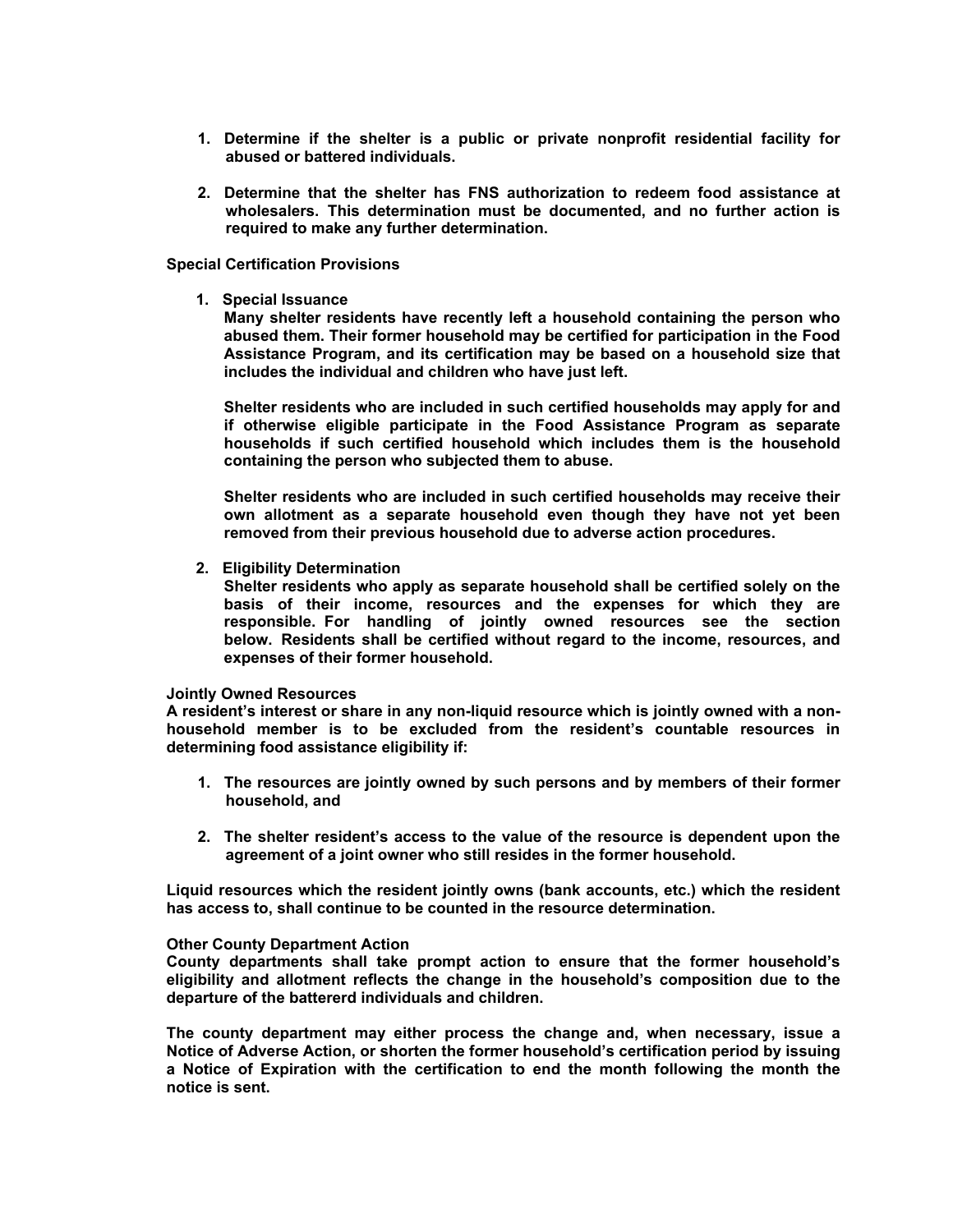1. **Determine if the shelter is a public or private nonprofit residential facility for abused or battered individuals.**

2. **Determine that the shelter has FNS authorization to redeem food assistance at wholesalers. This determination must be documented, and no further action is required to make any further determination.**

**Special Certification Provisions**

1. **Special Issuance**
   **Many shelter residents have recently left a household containing the person who abused them. Their former household may be certified for participation in the Food Assistance Program, and its certification may be based on a household size that includes the individual and children who have just left.**

   **Shelter residents who are included in such certified households may apply for and if otherwise eligible participate in the Food Assistance Program as separate households if such certified household which includes them is the household containing the person who subjected them to abuse.**

   **Shelter residents who are included in such certified households may receive their own allotment as a separate household even though they have not yet been removed from their previous household due to adverse action procedures.**

2. **Eligibility Determination**
   **Shelter residents who apply as separate household shall be certified solely on the basis of their income, resources and the expenses for which they are responsible. For handling of jointly owned resources see the section below. Residents shall be certified without regard to the income, resources, and expenses of their former household.**

**Jointly Owned Resources**
**A resident's interest or share in any non-liquid resource which is jointly owned with a non-household member is to be excluded from the resident's countable resources in determining food assistance eligibility if:**

1. **The resources are jointly owned by such persons and by members of their former household, and**

2. **The shelter resident's access to the value of the resource is dependent upon the agreement of a joint owner who still resides in the former household.**

**Liquid resources which the resident jointly owns (bank accounts, etc.) which the resident has access to, shall continue to be counted in the resource determination.**

**Other County Department Action**
**County departments shall take prompt action to ensure that the former household's eligibility and allotment reflects the change in the household's composition due to the departure of the battererd individuals and children.**

**The county department may either process the change and, when necessary, issue a Notice of Adverse Action, or shorten the former household's certification period by issuing a Notice of Expiration with the certification to end the month following the month the notice is sent.**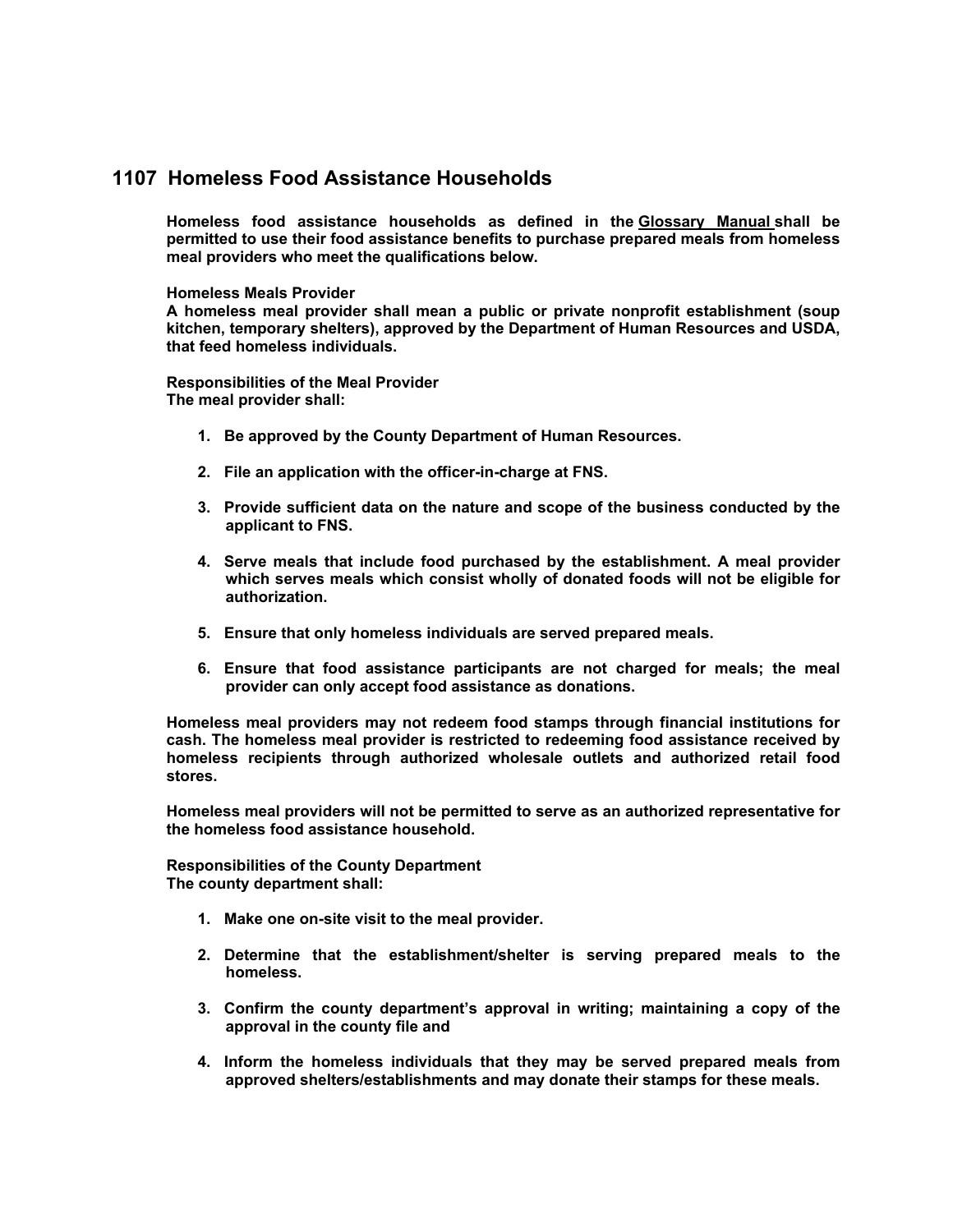## 1107 Homeless Food Assistance Households

**Homeless food assistance households as defined in the Glossary Manual shall be permitted to use their food assistance benefits to purchase prepared meals from homeless meal providers who meet the qualifications below.**

**Homeless Meals Provider**
**A homeless meal provider shall mean a public or private nonprofit establishment (soup kitchen, temporary shelters), approved by the Department of Human Resources and USDA, that feed homeless individuals.**

**Responsibilities of the Meal Provider**
**The meal provider shall:**

1. **Be approved by the County Department of Human Resources.**

2. **File an application with the officer-in-charge at FNS.**

3. **Provide sufficient data on the nature and scope of the business conducted by the applicant to FNS.**

4. **Serve meals that include food purchased by the establishment. A meal provider which serves meals which consist wholly of donated foods will not be eligible for authorization.**

5. **Ensure that only homeless individuals are served prepared meals.**

6. **Ensure that food assistance participants are not charged for meals; the meal provider can only accept food assistance as donations.**

**Homeless meal providers may not redeem food stamps through financial institutions for cash. The homeless meal provider is restricted to redeeming food assistance received by homeless recipients through authorized wholesale outlets and authorized retail food stores.**

**Homeless meal providers will not be permitted to serve as an authorized representative for the homeless food assistance household.**

**Responsibilities of the County Department**
**The county department shall:**

1. **Make one on-site visit to the meal provider.**

2. **Determine that the establishment/shelter is serving prepared meals to the homeless.**

3. **Confirm the county department's approval in writing; maintaining a copy of the approval in the county file and**

4. **Inform the homeless individuals that they may be served prepared meals from approved shelters/establishments and may donate their stamps for these meals.**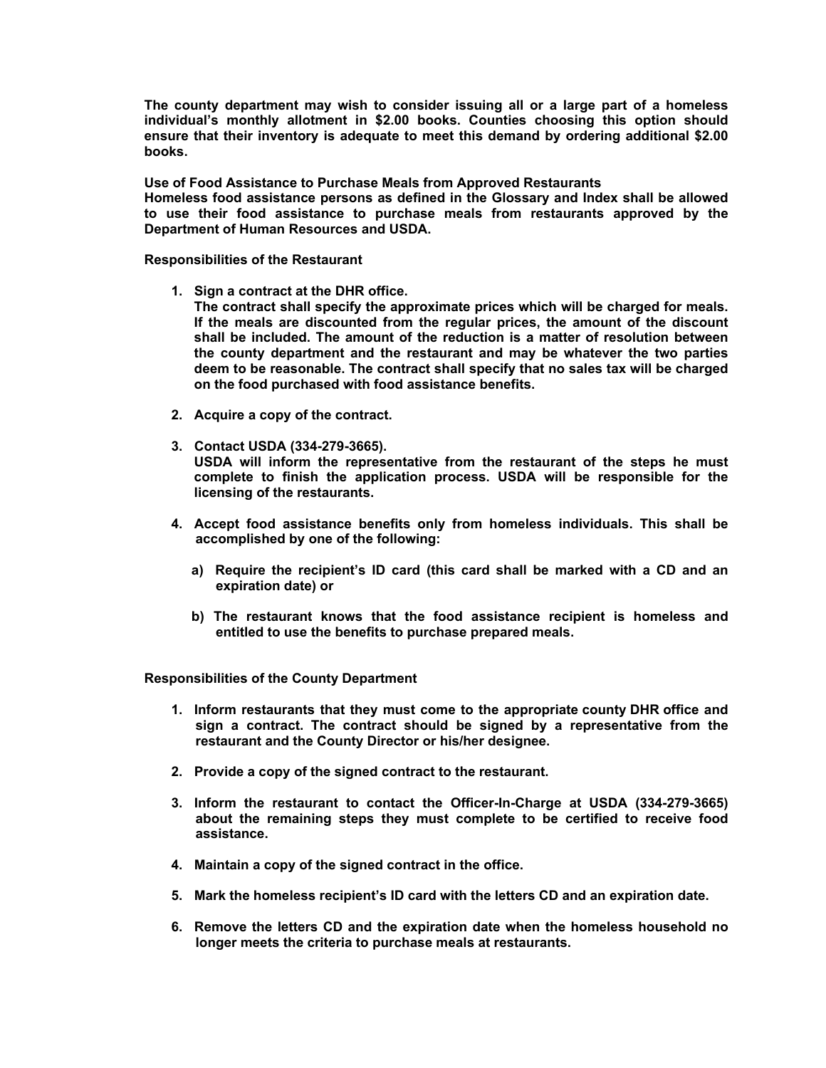**The county department may wish to consider issuing all or a large part of a homeless individual's monthly allotment in $2.00 books. Counties choosing this option should ensure that their inventory is adequate to meet this demand by ordering additional $2.00 books.**

**Use of Food Assistance to Purchase Meals from Approved Restaurants**

**Homeless food assistance persons as defined in the Glossary and Index shall be allowed to use their food assistance to purchase meals from restaurants approved by the Department of Human Resources and USDA.**

**Responsibilities of the Restaurant**

1. **Sign a contract at the DHR office.**
   **The contract shall specify the approximate prices which will be charged for meals. If the meals are discounted from the regular prices, the amount of the discount shall be included. The amount of the reduction is a matter of resolution between the county department and the restaurant and may be whatever the two parties deem to be reasonable. The contract shall specify that no sales tax will be charged on the food purchased with food assistance benefits.**

2. **Acquire a copy of the contract.**

3. **Contact USDA (334-279-3665).**
   **USDA will inform the representative from the restaurant of the steps he must complete to finish the application process. USDA will be responsible for the licensing of the restaurants.**

4. **Accept food assistance benefits only from homeless individuals. This shall be accomplished by one of the following:**

   a) **Require the recipient's ID card (this card shall be marked with a CD and an expiration date) or**

   b) **The restaurant knows that the food assistance recipient is homeless and entitled to use the benefits to purchase prepared meals.**

**Responsibilities of the County Department**

1. **Inform restaurants that they must come to the appropriate county DHR office and sign a contract. The contract should be signed by a representative from the restaurant and the County Director or his/her designee.**

2. **Provide a copy of the signed contract to the restaurant.**

3. **Inform the restaurant to contact the Officer-In-Charge at USDA (334-279-3665) about the remaining steps they must complete to be certified to receive food assistance.**

4. **Maintain a copy of the signed contract in the office.**

5. **Mark the homeless recipient's ID card with the letters CD and an expiration date.**

6. **Remove the letters CD and the expiration date when the homeless household no longer meets the criteria to purchase meals at restaurants.**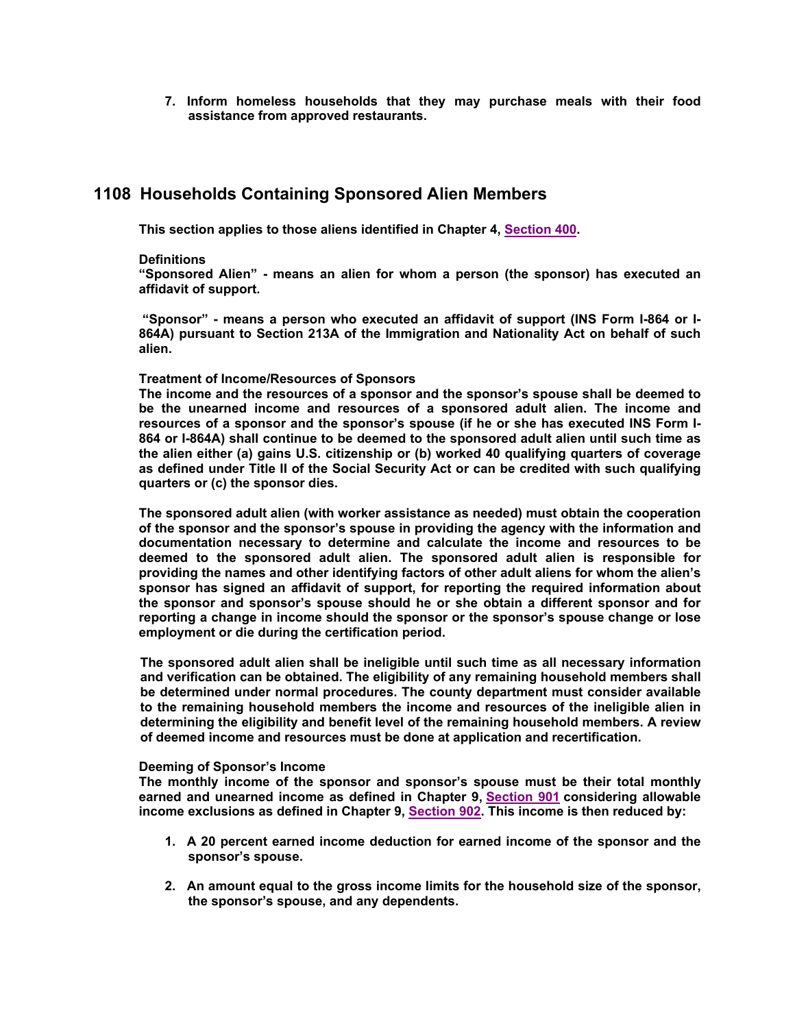7. **Inform homeless households that they may purchase meals with their food assistance from approved restaurants.**

## 1108 Households Containing Sponsored Alien Members

**This section applies to those aliens identified in Chapter 4, Section 400.**

**Definitions**
**"Sponsored Alien" - means an alien for whom a person (the sponsor) has executed an affidavit of support.**

**"Sponsor" - means a person who executed an affidavit of support (INS Form I-864 or I-864A) pursuant to Section 213A of the Immigration and Nationality Act on behalf of such alien.**

**Treatment of Income/Resources of Sponsors**
**The income and the resources of a sponsor and the sponsor's spouse shall be deemed to be the unearned income and resources of a sponsored adult alien. The income and resources of a sponsor and the sponsor's spouse (if he or she has executed INS Form I-864 or I-864A) shall continue to be deemed to the sponsored adult alien until such time as the alien either (a) gains U.S. citizenship or (b) worked 40 qualifying quarters of coverage as defined under Title II of the Social Security Act or can be credited with such qualifying quarters or (c) the sponsor dies.**

**The sponsored adult alien (with worker assistance as needed) must obtain the cooperation of the sponsor and the sponsor's spouse in providing the agency with the information and documentation necessary to determine and calculate the income and resources to be deemed to the sponsored adult alien. The sponsored adult alien is responsible for providing the names and other identifying factors of other adult aliens for whom the alien's sponsor has signed an affidavit of support, for reporting the required information about the sponsor and sponsor's spouse should he or she obtain a different sponsor and for reporting a change in income should the sponsor or the sponsor's spouse change or lose employment or die during the certification period.**

**The sponsored adult alien shall be ineligible until such time as all necessary information and verification can be obtained. The eligibility of any remaining household members shall be determined under normal procedures. The county department must consider available to the remaining household members the income and resources of the ineligible alien in determining the eligibility and benefit level of the remaining household members. A review of deemed income and resources must be done at application and recertification.**

**Deeming of Sponsor's Income**
**The monthly income of the sponsor and sponsor's spouse must be their total monthly earned and unearned income as defined in Chapter 9, Section 901 considering allowable income exclusions as defined in Chapter 9, Section 902. This income is then reduced by:**

1. **A 20 percent earned income deduction for earned income of the sponsor and the sponsor's spouse.**

2. **An amount equal to the gross income limits for the household size of the sponsor, the sponsor's spouse, and any dependents.**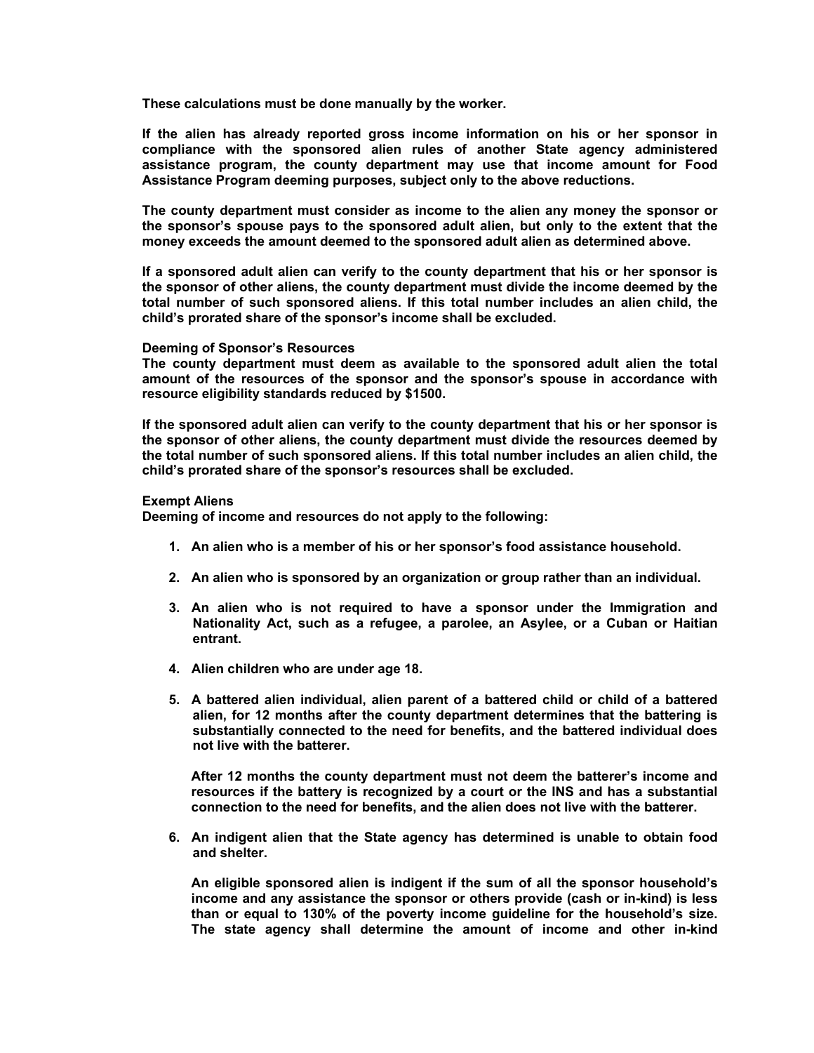**These calculations must be done manually by the worker.**

**If the alien has already reported gross income information on his or her sponsor in compliance with the sponsored alien rules of another State agency administered assistance program, the county department may use that income amount for Food Assistance Program deeming purposes, subject only to the above reductions.**

**The county department must consider as income to the alien any money the sponsor or the sponsor's spouse pays to the sponsored adult alien, but only to the extent that the money exceeds the amount deemed to the sponsored adult alien as determined above.**

**If a sponsored adult alien can verify to the county department that his or her sponsor is the sponsor of other aliens, the county department must divide the income deemed by the total number of such sponsored aliens. If this total number includes an alien child, the child's prorated share of the sponsor's income shall be excluded.**

**Deeming of Sponsor's Resources**
**The county department must deem as available to the sponsored adult alien the total amount of the resources of the sponsor and the sponsor's spouse in accordance with resource eligibility standards reduced by $1500.**

**If the sponsored adult alien can verify to the county department that his or her sponsor is the sponsor of other aliens, the county department must divide the resources deemed by the total number of such sponsored aliens. If this total number includes an alien child, the child's prorated share of the sponsor's resources shall be excluded.**

**Exempt Aliens**
**Deeming of income and resources do not apply to the following:**

1. **An alien who is a member of his or her sponsor's food assistance household.**

2. **An alien who is sponsored by an organization or group rather than an individual.**

3. **An alien who is not required to have a sponsor under the Immigration and Nationality Act, such as a refugee, a parolee, an Asylee, or a Cuban or Haitian entrant.**

4. **Alien children who are under age 18.**

5. **A battered alien individual, alien parent of a battered child or child of a battered alien, for 12 months after the county department determines that the battering is substantially connected to the need for benefits, and the battered individual does not live with the batterer.**

   **After 12 months the county department must not deem the batterer's income and resources if the battery is recognized by a court or the INS and has a substantial connection to the need for benefits, and the alien does not live with the batterer.**

6. **An indigent alien that the State agency has determined is unable to obtain food and shelter.**

   **An eligible sponsored alien is indigent if the sum of all the sponsor household's income and any assistance the sponsor or others provide (cash or in-kind) is less than or equal to 130% of the poverty income guideline for the household's size. The state agency shall determine the amount of income and other in-kind**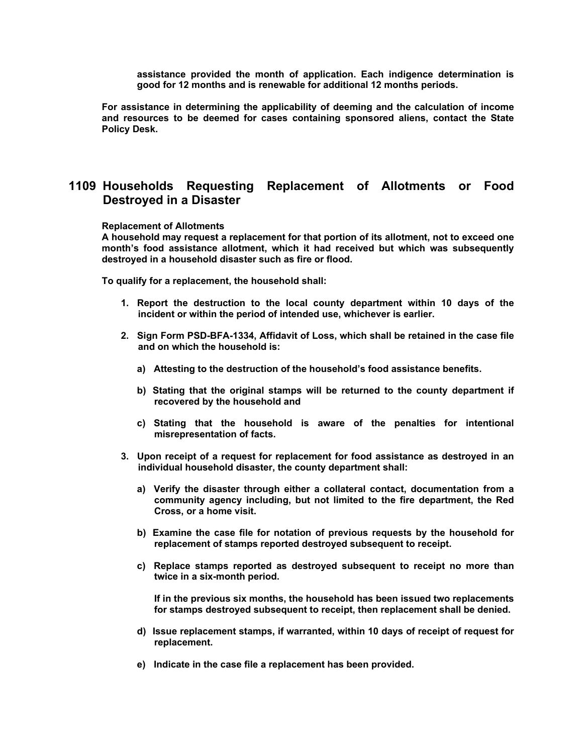**assistance provided the month of application. Each indigence determination is good for 12 months and is renewable for additional 12 months periods.**

**For assistance in determining the applicability of deeming and the calculation of income and resources to be deemed for cases containing sponsored aliens, contact the State Policy Desk.**

## 1109 Households Requesting Replacement of Allotments or Food Destroyed in a Disaster

**Replacement of Allotments**
**A household may request a replacement for that portion of its allotment, not to exceed one month's food assistance allotment, which it had received but which was subsequently destroyed in a household disaster such as fire or flood.**

**To qualify for a replacement, the household shall:**

1. **Report the destruction to the local county department within 10 days of the incident or within the period of intended use, whichever is earlier.**
2. **Sign Form PSD-BFA-1334, Affidavit of Loss, which shall be retained in the case file and on which the household is:**
   a) **Attesting to the destruction of the household's food assistance benefits.**
   b) **Stating that the original stamps will be returned to the county department if recovered by the household and**
   c) **Stating that the household is aware of the penalties for intentional misrepresentation of facts.**
3. **Upon receipt of a request for replacement for food assistance as destroyed in an individual household disaster, the county department shall:**
   a) **Verify the disaster through either a collateral contact, documentation from a community agency including, but not limited to the fire department, the Red Cross, or a home visit.**
   b) **Examine the case file for notation of previous requests by the household for replacement of stamps reported destroyed subsequent to receipt.**
   c) **Replace stamps reported as destroyed subsequent to receipt no more than twice in a six-month period.**

      **If in the previous six months, the household has been issued two replacements for stamps destroyed subsequent to receipt, then replacement shall be denied.**
   d) **Issue replacement stamps, if warranted, within 10 days of receipt of request for replacement.**
   e) **Indicate in the case file a replacement has been provided.**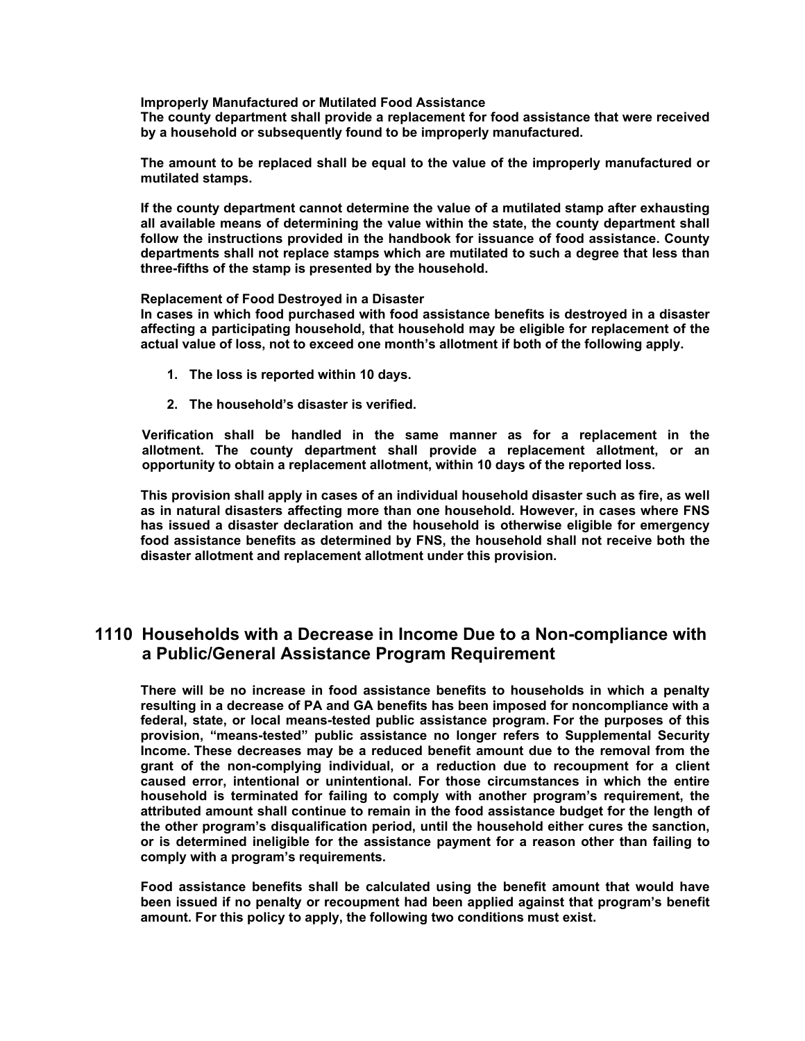**Improperly Manufactured or Mutilated Food Assistance**

**The county department shall provide a replacement for food assistance that were received by a household or subsequently found to be improperly manufactured.**

**The amount to be replaced shall be equal to the value of the improperly manufactured or mutilated stamps.**

**If the county department cannot determine the value of a mutilated stamp after exhausting all available means of determining the value within the state, the county department shall follow the instructions provided in the handbook for issuance of food assistance. County departments shall not replace stamps which are mutilated to such a degree that less than three-fifths of the stamp is presented by the household.**

**Replacement of Food Destroyed in a Disaster**

**In cases in which food purchased with food assistance benefits is destroyed in a disaster affecting a participating household, that household may be eligible for replacement of the actual value of loss, not to exceed one month's allotment if both of the following apply.**

1. **The loss is reported within 10 days.**
2. **The household's disaster is verified.**

**Verification shall be handled in the same manner as for a replacement in the allotment. The county department shall provide a replacement allotment, or an opportunity to obtain a replacement allotment, within 10 days of the reported loss.**

**This provision shall apply in cases of an individual household disaster such as fire, as well as in natural disasters affecting more than one household. However, in cases where FNS has issued a disaster declaration and the household is otherwise eligible for emergency food assistance benefits as determined by FNS, the household shall not receive both the disaster allotment and replacement allotment under this provision.**

## 1110 Households with a Decrease in Income Due to a Non-compliance with a Public/General Assistance Program Requirement

**There will be no increase in food assistance benefits to households in which a penalty resulting in a decrease of PA and GA benefits has been imposed for noncompliance with a federal, state, or local means-tested public assistance program. For the purposes of this provision, "means-tested" public assistance no longer refers to Supplemental Security Income. These decreases may be a reduced benefit amount due to the removal from the grant of the non-complying individual, or a reduction due to recoupment for a client caused error, intentional or unintentional. For those circumstances in which the entire household is terminated for failing to comply with another program's requirement, the attributed amount shall continue to remain in the food assistance budget for the length of the other program's disqualification period, until the household either cures the sanction, or is determined ineligible for the assistance payment for a reason other than failing to comply with a program's requirements.**

**Food assistance benefits shall be calculated using the benefit amount that would have been issued if no penalty or recoupment had been applied against that program's benefit amount. For this policy to apply, the following two conditions must exist.**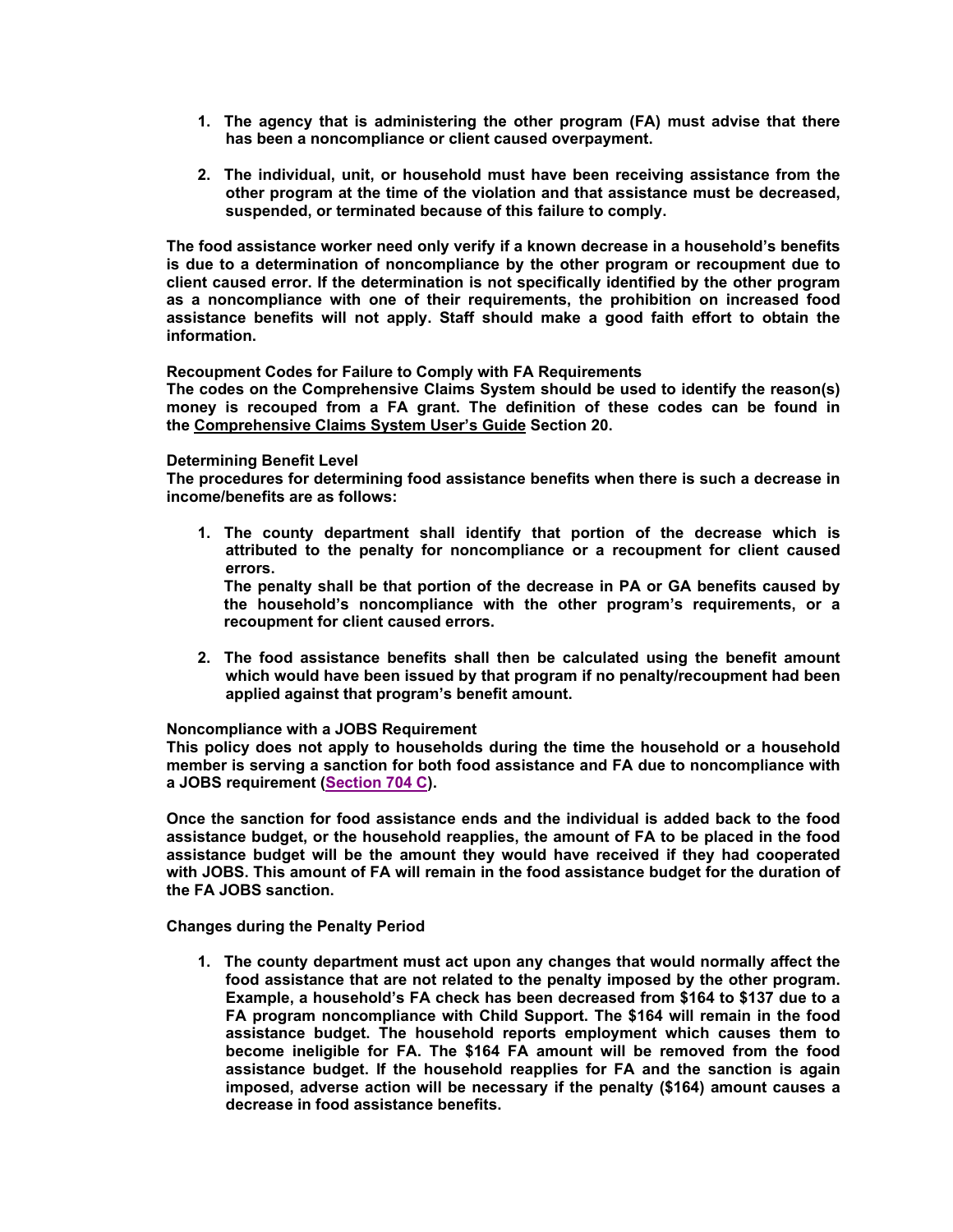1. **The agency that is administering the other program (FA) must advise that there has been a noncompliance or client caused overpayment.**

2. **The individual, unit, or household must have been receiving assistance from the other program at the time of the violation and that assistance must be decreased, suspended, or terminated because of this failure to comply.**

**The food assistance worker need only verify if a known decrease in a household's benefits is due to a determination of noncompliance by the other program or recoupment due to client caused error. If the determination is not specifically identified by the other program as a noncompliance with one of their requirements, the prohibition on increased food assistance benefits will not apply. Staff should make a good faith effort to obtain the information.**

**Recoupment Codes for Failure to Comply with FA Requirements**
**The codes on the Comprehensive Claims System should be used to identify the reason(s) money is recouped from a FA grant. The definition of these codes can be found in the Comprehensive Claims System User's Guide Section 20.**

**Determining Benefit Level**
**The procedures for determining food assistance benefits when there is such a decrease in income/benefits are as follows:**

1. **The county department shall identify that portion of the decrease which is attributed to the penalty for noncompliance or a recoupment for client caused errors.**
   **The penalty shall be that portion of the decrease in PA or GA benefits caused by the household's noncompliance with the other program's requirements, or a recoupment for client caused errors.**

2. **The food assistance benefits shall then be calculated using the benefit amount which would have been issued by that program if no penalty/recoupment had been applied against that program's benefit amount.**

**Noncompliance with a JOBS Requirement**
**This policy does not apply to households during the time the household or a household member is serving a sanction for both food assistance and FA due to noncompliance with a JOBS requirement (Section 704 C).**

**Once the sanction for food assistance ends and the individual is added back to the food assistance budget, or the household reapplies, the amount of FA to be placed in the food assistance budget will be the amount they would have received if they had cooperated with JOBS. This amount of FA will remain in the food assistance budget for the duration of the FA JOBS sanction.**

**Changes during the Penalty Period**

1. **The county department must act upon any changes that would normally affect the food assistance that are not related to the penalty imposed by the other program. Example, a household's FA check has been decreased from $164 to $137 due to a FA program noncompliance with Child Support. The $164 will remain in the food assistance budget. The household reports employment which causes them to become ineligible for FA. The $164 FA amount will be removed from the food assistance budget. If the household reapplies for FA and the sanction is again imposed, adverse action will be necessary if the penalty ($164) amount causes a decrease in food assistance benefits.**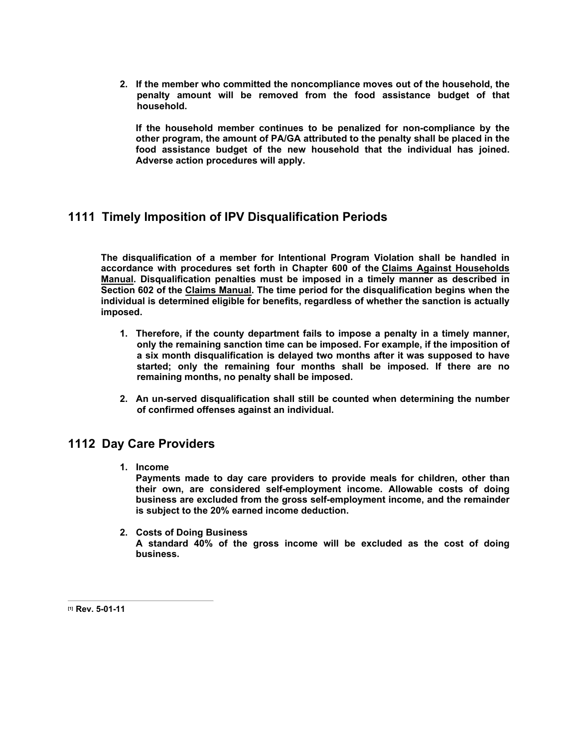2. **If the member who committed the noncompliance moves out of the household, the penalty amount will be removed from the food assistance budget of that household.**

   **If the household member continues to be penalized for non-compliance by the other program, the amount of PA/GA attributed to the penalty shall be placed in the food assistance budget of the new household that the individual has joined. Adverse action procedures will apply.**

## 1111 Timely Imposition of IPV Disqualification Periods

**The disqualification of a member for Intentional Program Violation shall be handled in accordance with procedures set forth in Chapter 600 of the Claims Against Households Manual. Disqualification penalties must be imposed in a timely manner as described in Section 602 of the Claims Manual. The time period for the disqualification begins when the individual is determined eligible for benefits, regardless of whether the sanction is actually imposed.**

1. **Therefore, if the county department fails to impose a penalty in a timely manner, only the remaining sanction time can be imposed. For example, if the imposition of a six month disqualification is delayed two months after it was supposed to have started; only the remaining four months shall be imposed. If there are no remaining months, no penalty shall be imposed.**

2. **An un-served disqualification shall still be counted when determining the number of confirmed offenses against an individual.**

## 1112 Day Care Providers

1. **Income**
   **Payments made to day care providers to provide meals for children, other than their own, are considered self-employment income. Allowable costs of doing business are excluded from the gross self-employment income, and the remainder is subject to the 20% earned income deduction.**

2. **Costs of Doing Business**
   **A standard 40% of the gross income will be excluded as the cost of doing business.**

[1] **Rev. 5-01-11**